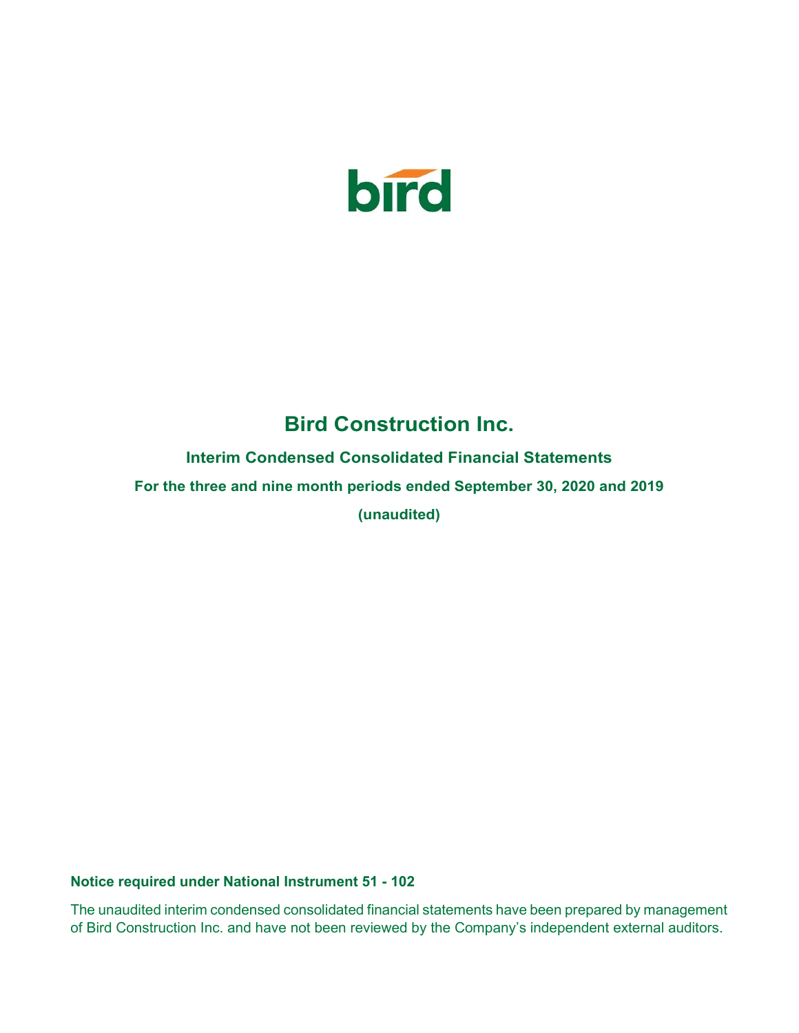bird

# Bird Construction Inc.

## Interim Condensed Consolidated Financial Statements

### For the three and nine month periods ended September 30, 2020 and 2019

### (unaudited)

**Notice required under National Instrument 51 - 102**

The unaudited interim condensed consolidated financial statements have been prepared by management of Bird Construction Inc. and have not been reviewed by the Company's independent external auditors.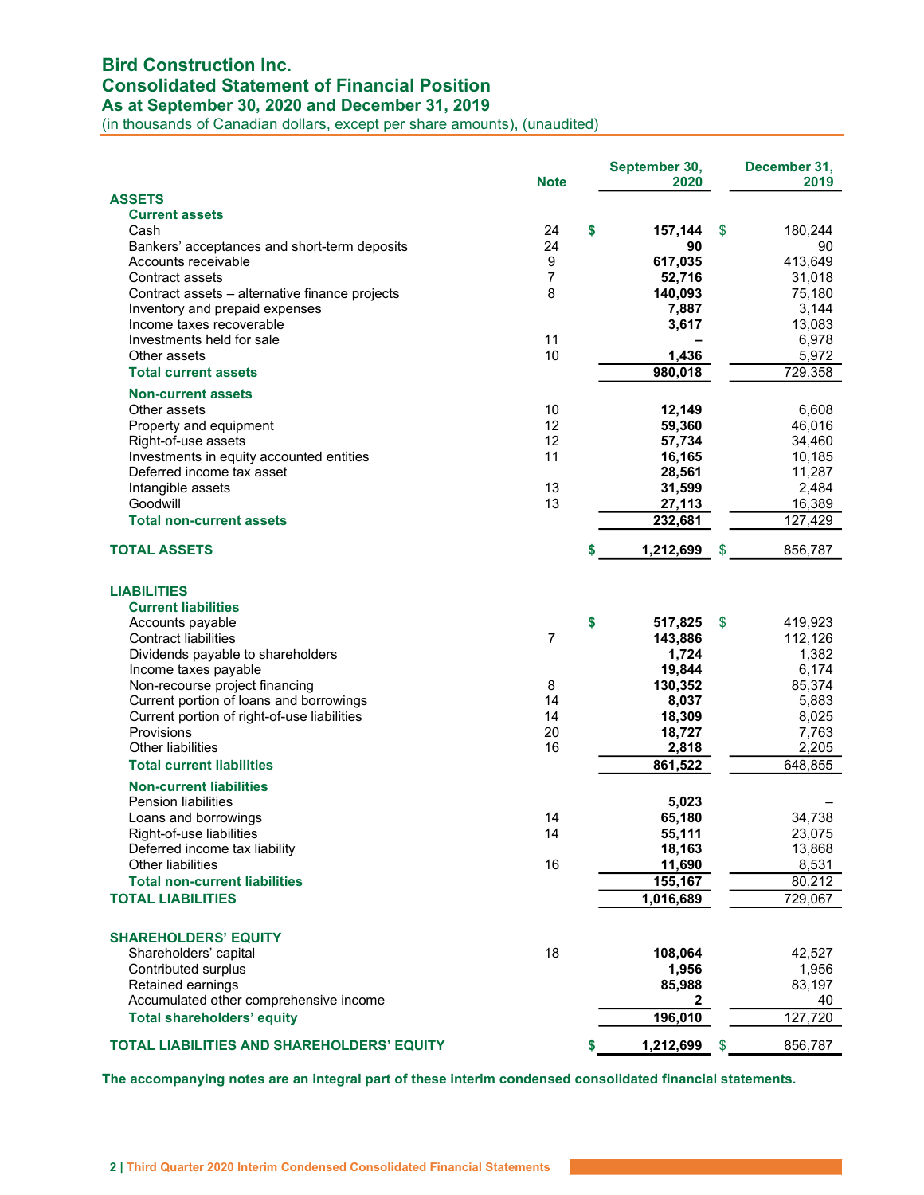# Bird Construction Inc.
## Consolidated Statement of Financial Position
### As at September 30, 2020 and December 31, 2019

(in thousands of Canadian dollars, except per share amounts), (unaudited)

| | Note | September 30, 2020 | December 31, 2019 |
|---|---|---|---|
| **ASSETS** | | | |
| **Current assets** | | | |
| Cash | 24 | $ **157,144** | $ 180,244 |
| Bankers' acceptances and short-term deposits | 24 | **90** | 90 |
| Accounts receivable | 9 | **617,035** | 413,649 |
| Contract assets | 7 | **52,716** | 31,018 |
| Contract assets – alternative finance projects | 8 | **140,093** | 75,180 |
| Inventory and prepaid expenses | | **7,887** | 3,144 |
| Income taxes recoverable | | **3,617** | 13,083 |
| Investments held for sale | 11 | **–** | 6,978 |
| Other assets | 10 | **1,436** | 5,972 |
| **Total current assets** | | **980,018** | 729,358 |
| **Non-current assets** | | | |
| Other assets | 10 | **12,149** | 6,608 |
| Property and equipment | 12 | **59,360** | 46,016 |
| Right-of-use assets | 12 | **57,734** | 34,460 |
| Investments in equity accounted entities | 11 | **16,165** | 10,185 |
| Deferred income tax asset | | **28,561** | 11,287 |
| Intangible assets | 13 | **31,599** | 2,484 |
| Goodwill | 13 | **27,113** | 16,389 |
| **Total non-current assets** | | **232,681** | 127,429 |
| **TOTAL ASSETS** | | $ **1,212,699** | $ 856,787 |
| **LIABILITIES** | | | |
| **Current liabilities** | | | |
| Accounts payable | | $ **517,825** | $ 419,923 |
| Contract liabilities | 7 | **143,886** | 112,126 |
| Dividends payable to shareholders | | **1,724** | 1,382 |
| Income taxes payable | | **19,844** | 6,174 |
| Non-recourse project financing | 8 | **130,352** | 85,374 |
| Current portion of loans and borrowings | 14 | **8,037** | 5,883 |
| Current portion of right-of-use liabilities | 14 | **18,309** | 8,025 |
| Provisions | 20 | **18,727** | 7,763 |
| Other liabilities | 16 | **2,818** | 2,205 |
| **Total current liabilities** | | **861,522** | 648,855 |
| **Non-current liabilities** | | | |
| Pension liabilities | | **5,023** | – |
| Loans and borrowings | 14 | **65,180** | 34,738 |
| Right-of-use liabilities | 14 | **55,111** | 23,075 |
| Deferred income tax liability | | **18,163** | 13,868 |
| Other liabilities | 16 | **11,690** | 8,531 |
| **Total non-current liabilities** | | **155,167** | 80,212 |
| **TOTAL LIABILITIES** | | **1,016,689** | 729,067 |
| **SHAREHOLDERS' EQUITY** | | | |
| Shareholders' capital | 18 | **108,064** | 42,527 |
| Contributed surplus | | **1,956** | 1,956 |
| Retained earnings | | **85,988** | 83,197 |
| Accumulated other comprehensive income | | **2** | 40 |
| **Total shareholders' equity** | | **196,010** | 127,720 |
| **TOTAL LIABILITIES AND SHAREHOLDERS' EQUITY** | | $ **1,212,699** | $ 856,787 |

**The accompanying notes are an integral part of these interim condensed consolidated financial statements.**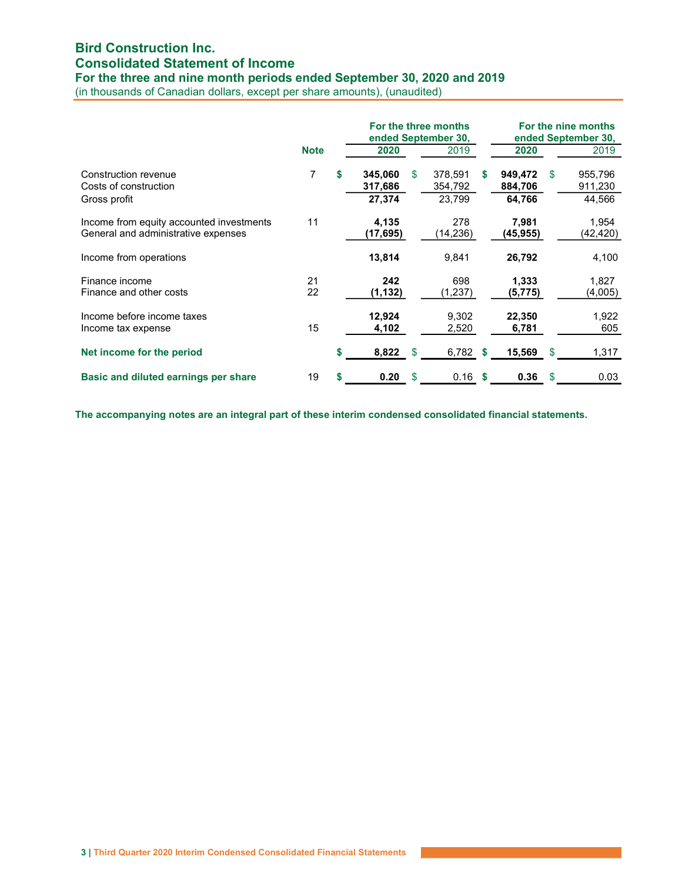# Bird Construction Inc.
## Consolidated Statement of Income
### For the three and nine month periods ended September 30, 2020 and 2019
(in thousands of Canadian dollars, except per share amounts), (unaudited)

| | Note | For the three months ended September 30, 2020 | For the three months ended September 30, 2019 | For the nine months ended September 30, 2020 | For the nine months ended September 30, 2019 |
|---|---|---|---|---|---|
| Construction revenue | 7 | **$ 345,060** | $ 378,591 | **$ 949,472** | $ 955,796 |
| Costs of construction | | **317,686** | 354,792 | **884,706** | 911,230 |
| Gross profit | | **27,374** | 23,799 | **64,766** | 44,566 |
| Income from equity accounted investments | 11 | **4,135** | 278 | **7,981** | 1,954 |
| General and administrative expenses | | **(17,695)** | (14,236) | **(45,955)** | (42,420) |
| Income from operations | | **13,814** | 9,841 | **26,792** | 4,100 |
| Finance income | 21 | **242** | 698 | **1,333** | 1,827 |
| Finance and other costs | 22 | **(1,132)** | (1,237) | **(5,775)** | (4,005) |
| Income before income taxes | | **12,924** | 9,302 | **22,350** | 1,922 |
| Income tax expense | 15 | **4,102** | 2,520 | **6,781** | 605 |
| **Net income for the period** | | **$ 8,822** | $ 6,782 | **$ 15,569** | $ 1,317 |
| **Basic and diluted earnings per share** | 19 | **$ 0.20** | $ 0.16 | **$ 0.36** | $ 0.03 |

**The accompanying notes are an integral part of these interim condensed consolidated financial statements.**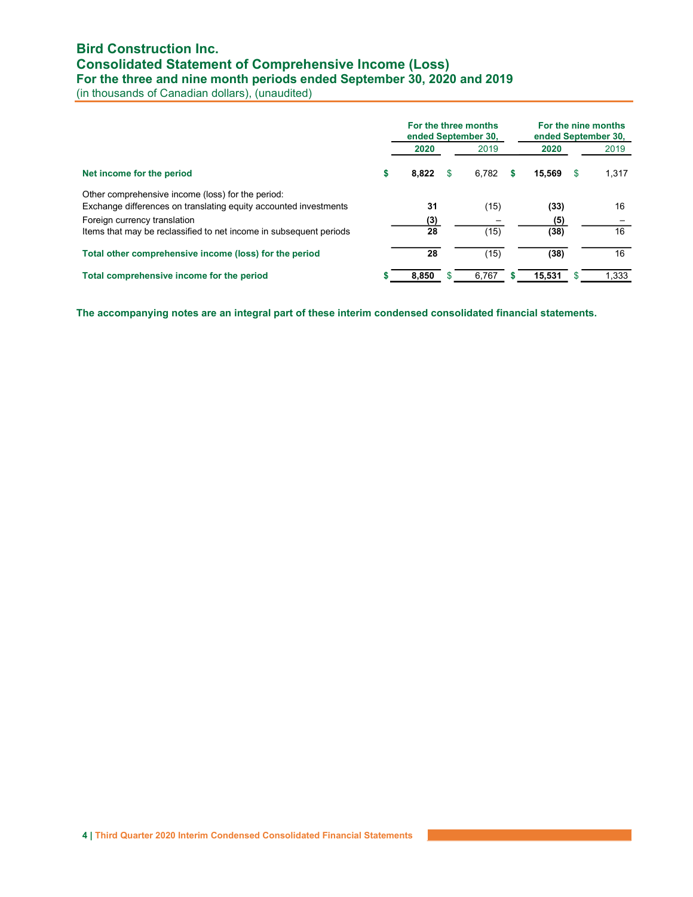# Bird Construction Inc.
## Consolidated Statement of Comprehensive Income (Loss)
### For the three and nine month periods ended September 30, 2020 and 2019
(in thousands of Canadian dollars), (unaudited)

| | For the three months ended September 30, | | For the nine months ended September 30, | |
|---|---|---|---|---|
| | **2020** | 2019 | **2020** | 2019 |
| **Net income for the period** | **$ 8,822** | $ 6,782 | **$ 15,569** | $ 1,317 |
| Other comprehensive income (loss) for the period: | | | | |
| Exchange differences on translating equity accounted investments | **31** | (15) | **(33)** | 16 |
| Foreign currency translation | **(3)** | – | **(5)** | – |
| Items that may be reclassified to net income in subsequent periods | **28** | (15) | **(38)** | 16 |
| **Total other comprehensive income (loss) for the period** | **28** | (15) | **(38)** | 16 |
| **Total comprehensive income for the period** | **$ 8,850** | $ 6,767 | **$ 15,531** | $ 1,333 |

**The accompanying notes are an integral part of these interim condensed consolidated financial statements.**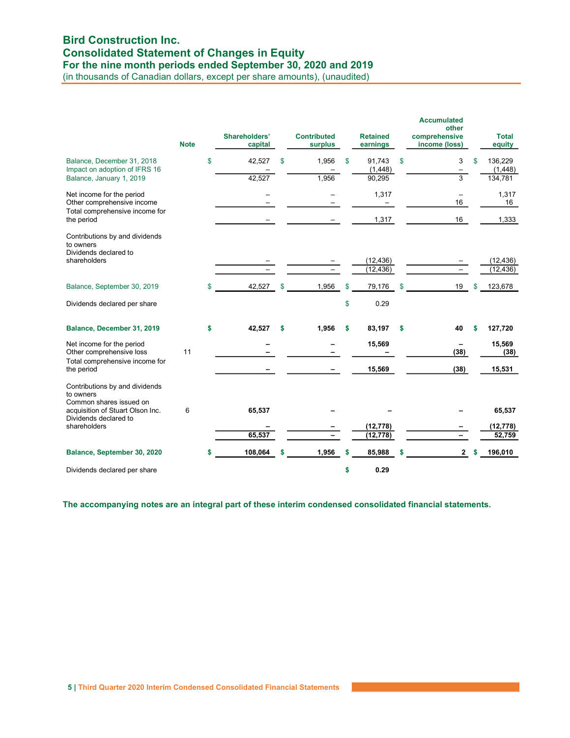# Bird Construction Inc.
## Consolidated Statement of Changes in Equity
### For the nine month periods ended September 30, 2020 and 2019
(in thousands of Canadian dollars, except per share amounts), (unaudited)

| | Note | Shareholders' capital | Contributed surplus | Retained earnings | Accumulated other comprehensive income (loss) | Total equity |
|---|---|---|---|---|---|---|
| Balance, December 31, 2018 | | $ 42,527 | $ 1,956 | $ 91,743 | $ 3 | $ 136,229 |
| Impact on adoption of IFRS 16 | | – | – | (1,448) | – | (1,448) |
| Balance, January 1, 2019 | | 42,527 | 1,956 | 90,295 | 3 | 134,781 |
| | | | | | | |
| Net income for the period | | – | – | 1,317 | – | 1,317 |
| Other comprehensive income | | – | – | – | 16 | 16 |
| Total comprehensive income for the period | | – | – | 1,317 | 16 | 1,333 |
| | | | | | | |
| Contributions by and dividends to owners | | | | | | |
| Dividends declared to shareholders | | – | – | (12,436) | – | (12,436) |
| | | – | – | (12,436) | – | (12,436) |
| | | | | | | |
| Balance, September 30, 2019 | | $ 42,527 | $ 1,956 | $ 79,176 | $ 19 | $ 123,678 |
| | | | | | | |
| Dividends declared per share | | | | $ 0.29 | | |
| | | | | | | |
| **Balance, December 31, 2019** | | **$ 42,527** | **$ 1,956** | **$ 83,197** | **$ 40** | **$ 127,720** |
| | | | | | | |
| Net income for the period | | **–** | **–** | **15,569** | **–** | **15,569** |
| Other comprehensive loss | 11 | **–** | **–** | **–** | **(38)** | **(38)** |
| Total comprehensive income for the period | | **–** | **–** | **15,569** | **(38)** | **15,531** |
| | | | | | | |
| Contributions by and dividends to owners | | | | | | |
| Common shares issued on acquisition of Stuart Olson Inc. | 6 | **65,537** | **–** | **–** | **–** | **65,537** |
| Dividends declared to shareholders | | **–** | **–** | **(12,778)** | **–** | **(12,778)** |
| | | **65,537** | **–** | **(12,778)** | **–** | **52,759** |
| | | | | | | |
| **Balance, September 30, 2020** | | **$ 108,064** | **$ 1,956** | **$ 85,988** | **$ 2** | **$ 196,010** |
| | | | | | | |
| Dividends declared per share | | | | **$ 0.29** | | |

**The accompanying notes are an integral part of these interim condensed consolidated financial statements.**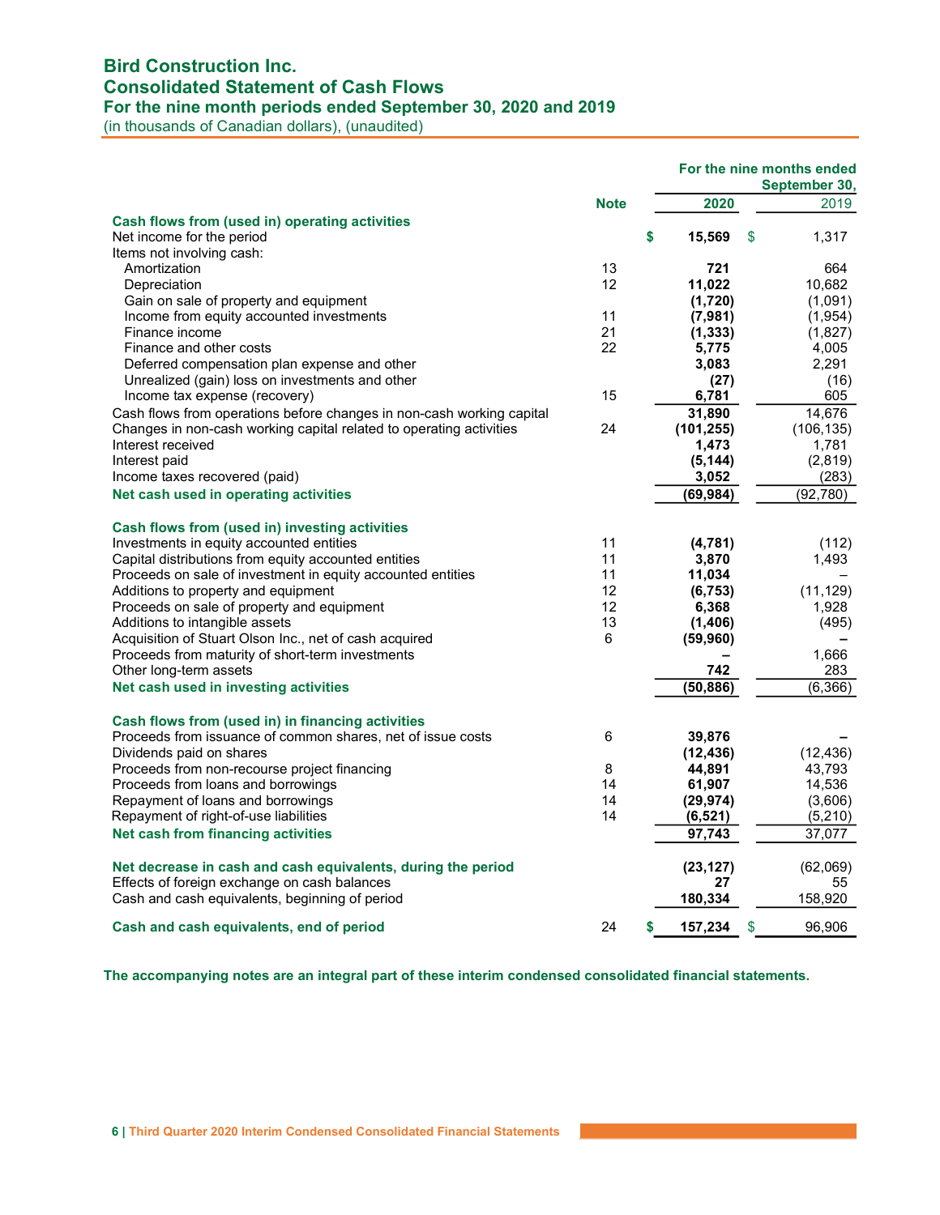# Bird Construction Inc.
## Consolidated Statement of Cash Flows
### For the nine month periods ended September 30, 2020 and 2019
(in thousands of Canadian dollars), (unaudited)

| | Note | For the nine months ended September 30, 2020 | 2019 |
|---|---|---|---|
| **Cash flows from (used in) operating activities** | | | |
| Net income for the period | | $ **15,569** | $ 1,317 |
| Items not involving cash: | | | |
| Amortization | 13 | **721** | 664 |
| Depreciation | 12 | **11,022** | 10,682 |
| Gain on sale of property and equipment | | **(1,720)** | (1,091) |
| Income from equity accounted investments | 11 | **(7,981)** | (1,954) |
| Finance income | 21 | **(1,333)** | (1,827) |
| Finance and other costs | 22 | **5,775** | 4,005 |
| Deferred compensation plan expense and other | | **3,083** | 2,291 |
| Unrealized (gain) loss on investments and other | | **(27)** | (16) |
| Income tax expense (recovery) | 15 | **6,781** | 605 |
| Cash flows from operations before changes in non-cash working capital | | **31,890** | 14,676 |
| Changes in non-cash working capital related to operating activities | 24 | **(101,255)** | (106,135) |
| Interest received | | **1,473** | 1,781 |
| Interest paid | | **(5,144)** | (2,819) |
| Income taxes recovered (paid) | | **3,052** | (283) |
| **Net cash used in operating activities** | | **(69,984)** | (92,780) |
| **Cash flows from (used in) investing activities** | | | |
| Investments in equity accounted entities | 11 | **(4,781)** | (112) |
| Capital distributions from equity accounted entities | 11 | **3,870** | 1,493 |
| Proceeds on sale of investment in equity accounted entities | 11 | **11,034** | – |
| Additions to property and equipment | 12 | **(6,753)** | (11,129) |
| Proceeds on sale of property and equipment | 12 | **6,368** | 1,928 |
| Additions to intangible assets | 13 | **(1,406)** | (495) |
| Acquisition of Stuart Olson Inc., net of cash acquired | 6 | **(59,960)** | – |
| Proceeds from maturity of short-term investments | | **–** | 1,666 |
| Other long-term assets | | **742** | 283 |
| **Net cash used in investing activities** | | **(50,886)** | (6,366) |
| **Cash flows from (used in) in financing activities** | | | |
| Proceeds from issuance of common shares, net of issue costs | 6 | **39,876** | – |
| Dividends paid on shares | | **(12,436)** | (12,436) |
| Proceeds from non-recourse project financing | 8 | **44,891** | 43,793 |
| Proceeds from loans and borrowings | 14 | **61,907** | 14,536 |
| Repayment of loans and borrowings | 14 | **(29,974)** | (3,606) |
| Repayment of right-of-use liabilities | 14 | **(6,521)** | (5,210) |
| **Net cash from financing activities** | | **97,743** | 37,077 |
| **Net decrease in cash and cash equivalents, during the period** | | **(23,127)** | (62,069) |
| Effects of foreign exchange on cash balances | | **27** | 55 |
| Cash and cash equivalents, beginning of period | | **180,334** | 158,920 |
| **Cash and cash equivalents, end of period** | 24 | $ **157,234** | $ 96,906 |

**The accompanying notes are an integral part of these interim condensed consolidated financial statements.**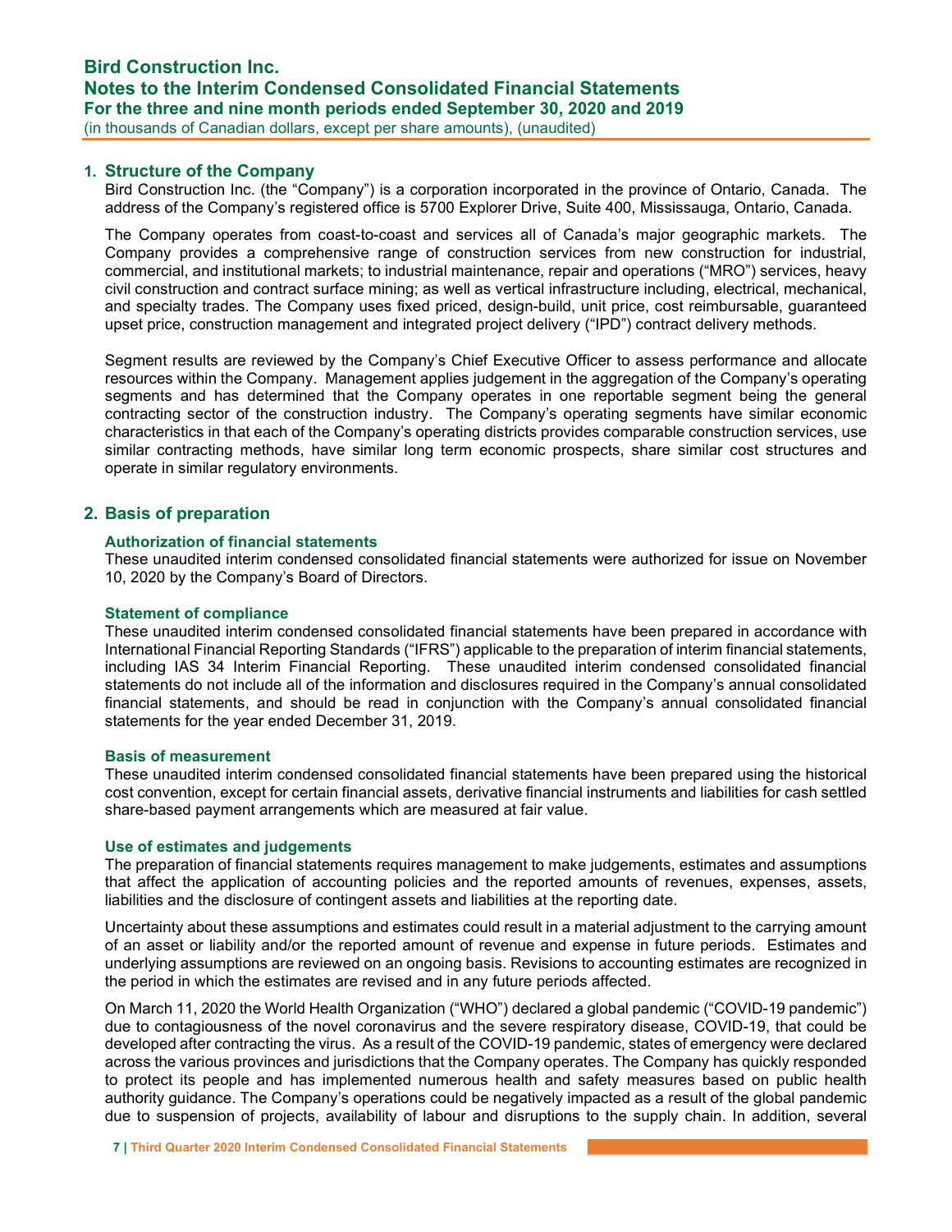## 1. Structure of the Company

Bird Construction Inc. (the "Company") is a corporation incorporated in the province of Ontario, Canada. The address of the Company's registered office is 5700 Explorer Drive, Suite 400, Mississauga, Ontario, Canada.

The Company operates from coast-to-coast and services all of Canada's major geographic markets. The Company provides a comprehensive range of construction services from new construction for industrial, commercial, and institutional markets; to industrial maintenance, repair and operations ("MRO") services, heavy civil construction and contract surface mining; as well as vertical infrastructure including, electrical, mechanical, and specialty trades. The Company uses fixed priced, design-build, unit price, cost reimbursable, guaranteed upset price, construction management and integrated project delivery ("IPD") contract delivery methods.

Segment results are reviewed by the Company's Chief Executive Officer to assess performance and allocate resources within the Company. Management applies judgement in the aggregation of the Company's operating segments and has determined that the Company operates in one reportable segment being the general contracting sector of the construction industry. The Company's operating segments have similar economic characteristics in that each of the Company's operating districts provides comparable construction services, use similar contracting methods, have similar long term economic prospects, share similar cost structures and operate in similar regulatory environments.

## 2. Basis of preparation

### Authorization of financial statements

These unaudited interim condensed consolidated financial statements were authorized for issue on November 10, 2020 by the Company's Board of Directors.

### Statement of compliance

These unaudited interim condensed consolidated financial statements have been prepared in accordance with International Financial Reporting Standards ("IFRS") applicable to the preparation of interim financial statements, including IAS 34 Interim Financial Reporting. These unaudited interim condensed consolidated financial statements do not include all of the information and disclosures required in the Company's annual consolidated financial statements, and should be read in conjunction with the Company's annual consolidated financial statements for the year ended December 31, 2019.

### Basis of measurement

These unaudited interim condensed consolidated financial statements have been prepared using the historical cost convention, except for certain financial assets, derivative financial instruments and liabilities for cash settled share-based payment arrangements which are measured at fair value.

### Use of estimates and judgements

The preparation of financial statements requires management to make judgements, estimates and assumptions that affect the application of accounting policies and the reported amounts of revenues, expenses, assets, liabilities and the disclosure of contingent assets and liabilities at the reporting date.

Uncertainty about these assumptions and estimates could result in a material adjustment to the carrying amount of an asset or liability and/or the reported amount of revenue and expense in future periods. Estimates and underlying assumptions are reviewed on an ongoing basis. Revisions to accounting estimates are recognized in the period in which the estimates are revised and in any future periods affected.

On March 11, 2020 the World Health Organization ("WHO") declared a global pandemic ("COVID-19 pandemic") due to contagiousness of the novel coronavirus and the severe respiratory disease, COVID-19, that could be developed after contracting the virus. As a result of the COVID-19 pandemic, states of emergency were declared across the various provinces and jurisdictions that the Company operates. The Company has quickly responded to protect its people and has implemented numerous health and safety measures based on public health authority guidance. The Company's operations could be negatively impacted as a result of the global pandemic due to suspension of projects, availability of labour and disruptions to the supply chain. In addition, several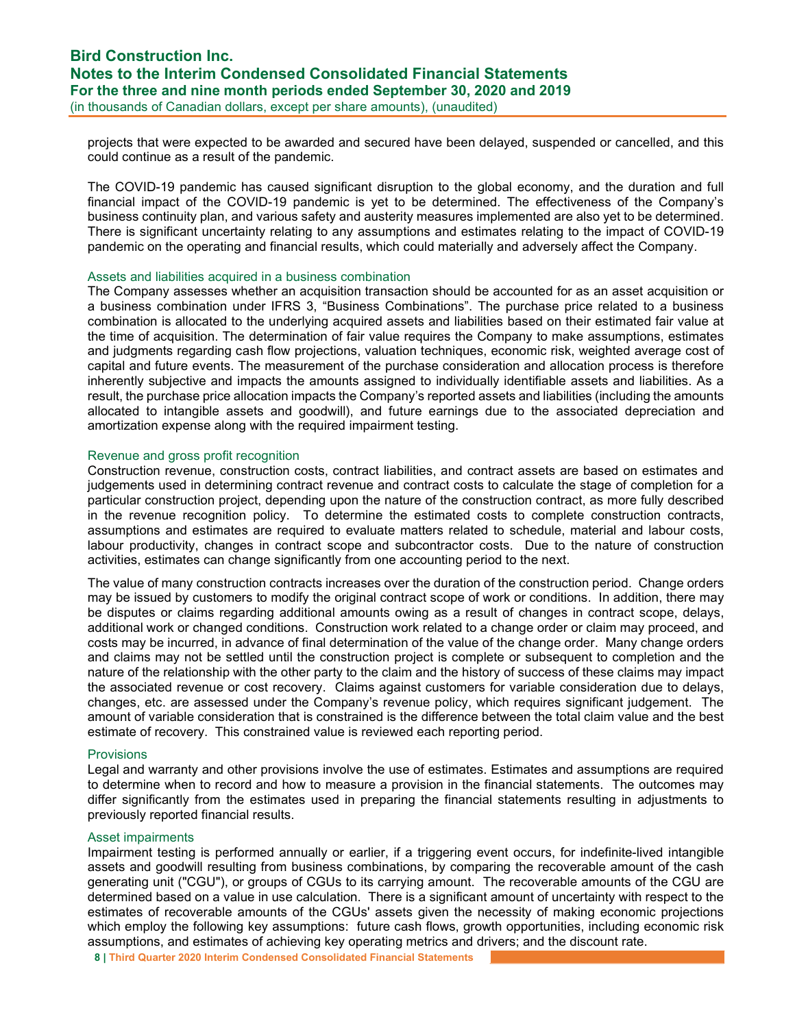projects that were expected to be awarded and secured have been delayed, suspended or cancelled, and this could continue as a result of the pandemic.

The COVID-19 pandemic has caused significant disruption to the global economy, and the duration and full financial impact of the COVID-19 pandemic is yet to be determined. The effectiveness of the Company's business continuity plan, and various safety and austerity measures implemented are also yet to be determined. There is significant uncertainty relating to any assumptions and estimates relating to the impact of COVID-19 pandemic on the operating and financial results, which could materially and adversely affect the Company.

### Assets and liabilities acquired in a business combination

The Company assesses whether an acquisition transaction should be accounted for as an asset acquisition or a business combination under IFRS 3, "Business Combinations". The purchase price related to a business combination is allocated to the underlying acquired assets and liabilities based on their estimated fair value at the time of acquisition. The determination of fair value requires the Company to make assumptions, estimates and judgments regarding cash flow projections, valuation techniques, economic risk, weighted average cost of capital and future events. The measurement of the purchase consideration and allocation process is therefore inherently subjective and impacts the amounts assigned to individually identifiable assets and liabilities. As a result, the purchase price allocation impacts the Company's reported assets and liabilities (including the amounts allocated to intangible assets and goodwill), and future earnings due to the associated depreciation and amortization expense along with the required impairment testing.

### Revenue and gross profit recognition

Construction revenue, construction costs, contract liabilities, and contract assets are based on estimates and judgements used in determining contract revenue and contract costs to calculate the stage of completion for a particular construction project, depending upon the nature of the construction contract, as more fully described in the revenue recognition policy. To determine the estimated costs to complete construction contracts, assumptions and estimates are required to evaluate matters related to schedule, material and labour costs, labour productivity, changes in contract scope and subcontractor costs. Due to the nature of construction activities, estimates can change significantly from one accounting period to the next.

The value of many construction contracts increases over the duration of the construction period. Change orders may be issued by customers to modify the original contract scope of work or conditions. In addition, there may be disputes or claims regarding additional amounts owing as a result of changes in contract scope, delays, additional work or changed conditions. Construction work related to a change order or claim may proceed, and costs may be incurred, in advance of final determination of the value of the change order. Many change orders and claims may not be settled until the construction project is complete or subsequent to completion and the nature of the relationship with the other party to the claim and the history of success of these claims may impact the associated revenue or cost recovery. Claims against customers for variable consideration due to delays, changes, etc. are assessed under the Company's revenue policy, which requires significant judgement. The amount of variable consideration that is constrained is the difference between the total claim value and the best estimate of recovery. This constrained value is reviewed each reporting period.

### Provisions

Legal and warranty and other provisions involve the use of estimates. Estimates and assumptions are required to determine when to record and how to measure a provision in the financial statements. The outcomes may differ significantly from the estimates used in preparing the financial statements resulting in adjustments to previously reported financial results.

### Asset impairments

Impairment testing is performed annually or earlier, if a triggering event occurs, for indefinite-lived intangible assets and goodwill resulting from business combinations, by comparing the recoverable amount of the cash generating unit ("CGU"), or groups of CGUs to its carrying amount. The recoverable amounts of the CGU are determined based on a value in use calculation. There is a significant amount of uncertainty with respect to the estimates of recoverable amounts of the CGUs' assets given the necessity of making economic projections which employ the following key assumptions: future cash flows, growth opportunities, including economic risk assumptions, and estimates of achieving key operating metrics and drivers; and the discount rate.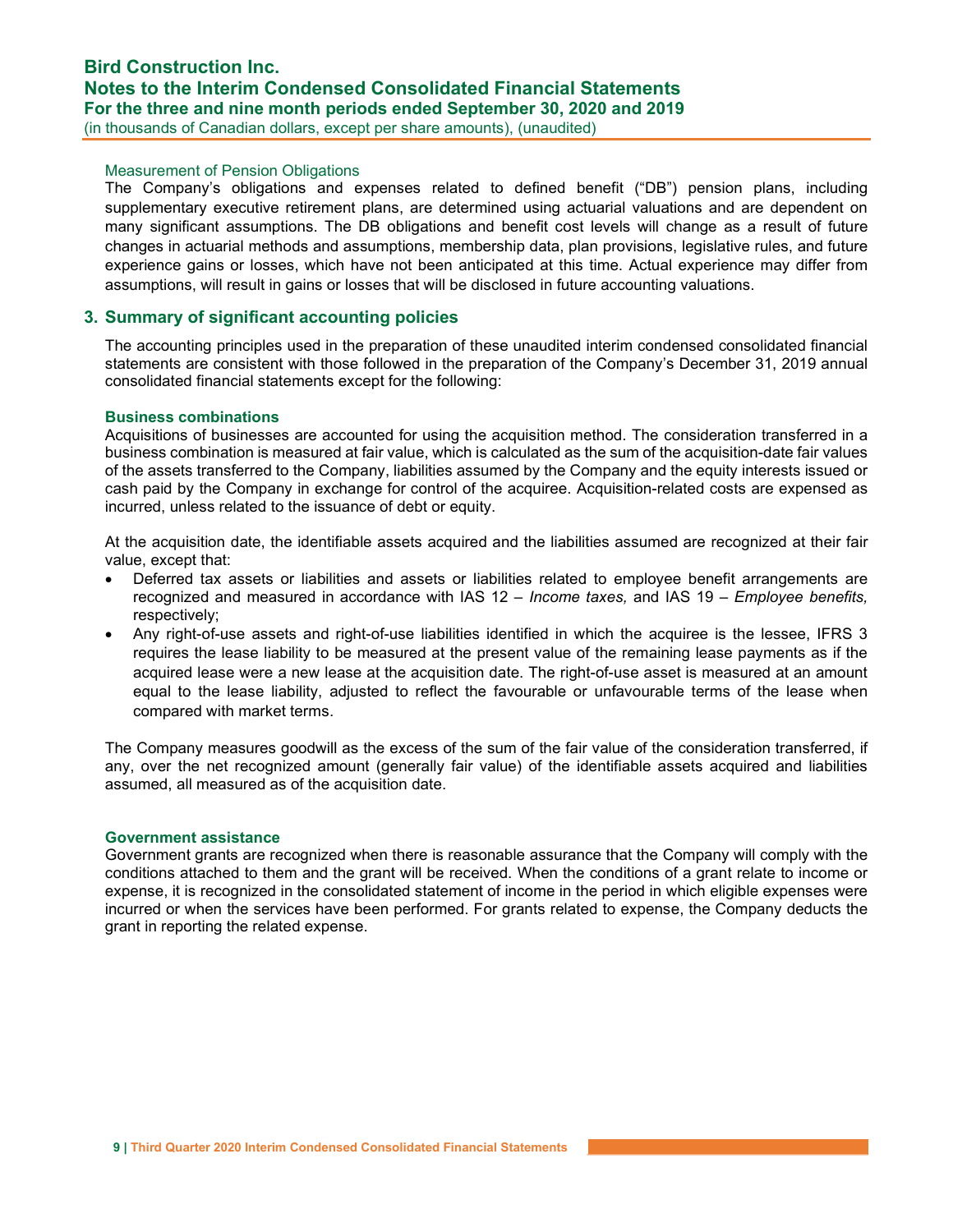Measurement of Pension Obligations

The Company's obligations and expenses related to defined benefit ("DB") pension plans, including supplementary executive retirement plans, are determined using actuarial valuations and are dependent on many significant assumptions. The DB obligations and benefit cost levels will change as a result of future changes in actuarial methods and assumptions, membership data, plan provisions, legislative rules, and future experience gains or losses, which have not been anticipated at this time. Actual experience may differ from assumptions, will result in gains or losses that will be disclosed in future accounting valuations.

## 3. Summary of significant accounting policies

The accounting principles used in the preparation of these unaudited interim condensed consolidated financial statements are consistent with those followed in the preparation of the Company's December 31, 2019 annual consolidated financial statements except for the following:

### Business combinations

Acquisitions of businesses are accounted for using the acquisition method. The consideration transferred in a business combination is measured at fair value, which is calculated as the sum of the acquisition-date fair values of the assets transferred to the Company, liabilities assumed by the Company and the equity interests issued or cash paid by the Company in exchange for control of the acquiree. Acquisition-related costs are expensed as incurred, unless related to the issuance of debt or equity.

At the acquisition date, the identifiable assets acquired and the liabilities assumed are recognized at their fair value, except that:

- Deferred tax assets or liabilities and assets or liabilities related to employee benefit arrangements are recognized and measured in accordance with IAS 12 – *Income taxes,* and IAS 19 – *Employee benefits,* respectively;
- Any right-of-use assets and right-of-use liabilities identified in which the acquiree is the lessee, IFRS 3 requires the lease liability to be measured at the present value of the remaining lease payments as if the acquired lease were a new lease at the acquisition date. The right-of-use asset is measured at an amount equal to the lease liability, adjusted to reflect the favourable or unfavourable terms of the lease when compared with market terms.

The Company measures goodwill as the excess of the sum of the fair value of the consideration transferred, if any, over the net recognized amount (generally fair value) of the identifiable assets acquired and liabilities assumed, all measured as of the acquisition date.

### Government assistance

Government grants are recognized when there is reasonable assurance that the Company will comply with the conditions attached to them and the grant will be received. When the conditions of a grant relate to income or expense, it is recognized in the consolidated statement of income in the period in which eligible expenses were incurred or when the services have been performed. For grants related to expense, the Company deducts the grant in reporting the related expense.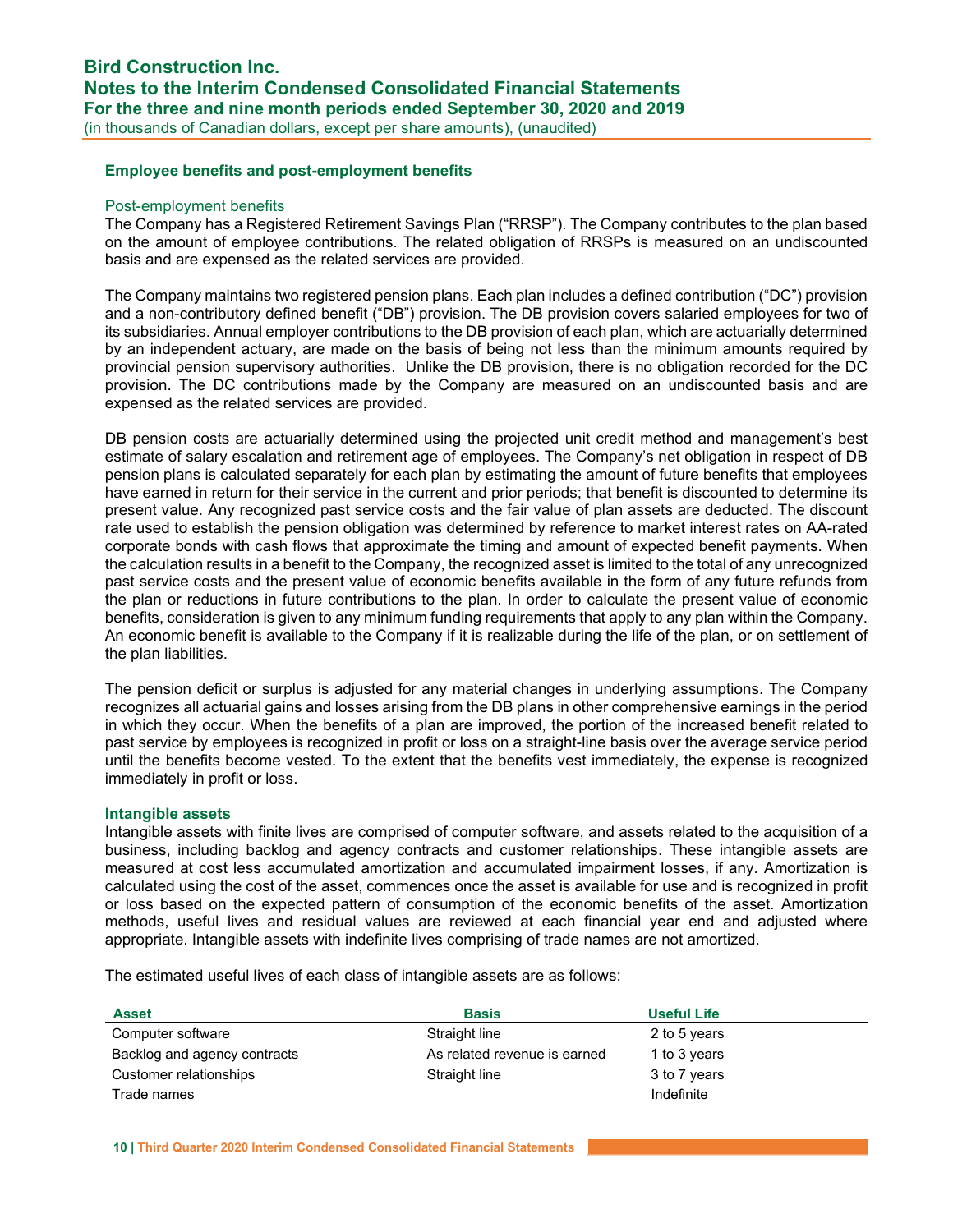### Employee benefits and post-employment benefits

#### Post-employment benefits

The Company has a Registered Retirement Savings Plan ("RRSP"). The Company contributes to the plan based on the amount of employee contributions. The related obligation of RRSPs is measured on an undiscounted basis and are expensed as the related services are provided.

The Company maintains two registered pension plans. Each plan includes a defined contribution ("DC") provision and a non-contributory defined benefit ("DB") provision. The DB provision covers salaried employees for two of its subsidiaries. Annual employer contributions to the DB provision of each plan, which are actuarially determined by an independent actuary, are made on the basis of being not less than the minimum amounts required by provincial pension supervisory authorities. Unlike the DB provision, there is no obligation recorded for the DC provision. The DC contributions made by the Company are measured on an undiscounted basis and are expensed as the related services are provided.

DB pension costs are actuarially determined using the projected unit credit method and management's best estimate of salary escalation and retirement age of employees. The Company's net obligation in respect of DB pension plans is calculated separately for each plan by estimating the amount of future benefits that employees have earned in return for their service in the current and prior periods; that benefit is discounted to determine its present value. Any recognized past service costs and the fair value of plan assets are deducted. The discount rate used to establish the pension obligation was determined by reference to market interest rates on AA-rated corporate bonds with cash flows that approximate the timing and amount of expected benefit payments. When the calculation results in a benefit to the Company, the recognized asset is limited to the total of any unrecognized past service costs and the present value of economic benefits available in the form of any future refunds from the plan or reductions in future contributions to the plan. In order to calculate the present value of economic benefits, consideration is given to any minimum funding requirements that apply to any plan within the Company. An economic benefit is available to the Company if it is realizable during the life of the plan, or on settlement of the plan liabilities.

The pension deficit or surplus is adjusted for any material changes in underlying assumptions. The Company recognizes all actuarial gains and losses arising from the DB plans in other comprehensive earnings in the period in which they occur. When the benefits of a plan are improved, the portion of the increased benefit related to past service by employees is recognized in profit or loss on a straight-line basis over the average service period until the benefits become vested. To the extent that the benefits vest immediately, the expense is recognized immediately in profit or loss.

### Intangible assets

Intangible assets with finite lives are comprised of computer software, and assets related to the acquisition of a business, including backlog and agency contracts and customer relationships. These intangible assets are measured at cost less accumulated amortization and accumulated impairment losses, if any. Amortization is calculated using the cost of the asset, commences once the asset is available for use and is recognized in profit or loss based on the expected pattern of consumption of the economic benefits of the asset. Amortization methods, useful lives and residual values are reviewed at each financial year end and adjusted where appropriate. Intangible assets with indefinite lives comprising of trade names are not amortized.

The estimated useful lives of each class of intangible assets are as follows:

| Asset | Basis | Useful Life |
|---|---|---|
| Computer software | Straight line | 2 to 5 years |
| Backlog and agency contracts | As related revenue is earned | 1 to 3 years |
| Customer relationships | Straight line | 3 to 7 years |
| Trade names | | Indefinite |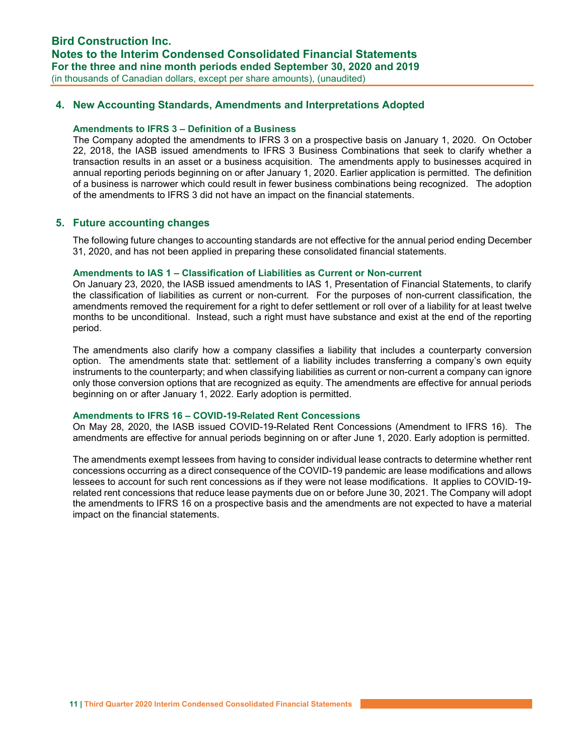## 4. New Accounting Standards, Amendments and Interpretations Adopted

### Amendments to IFRS 3 – Definition of a Business

The Company adopted the amendments to IFRS 3 on a prospective basis on January 1, 2020. On October 22, 2018, the IASB issued amendments to IFRS 3 Business Combinations that seek to clarify whether a transaction results in an asset or a business acquisition. The amendments apply to businesses acquired in annual reporting periods beginning on or after January 1, 2020. Earlier application is permitted. The definition of a business is narrower which could result in fewer business combinations being recognized. The adoption of the amendments to IFRS 3 did not have an impact on the financial statements.

## 5. Future accounting changes

The following future changes to accounting standards are not effective for the annual period ending December 31, 2020, and has not been applied in preparing these consolidated financial statements.

### Amendments to IAS 1 – Classification of Liabilities as Current or Non-current

On January 23, 2020, the IASB issued amendments to IAS 1, Presentation of Financial Statements, to clarify the classification of liabilities as current or non-current. For the purposes of non-current classification, the amendments removed the requirement for a right to defer settlement or roll over of a liability for at least twelve months to be unconditional. Instead, such a right must have substance and exist at the end of the reporting period.

The amendments also clarify how a company classifies a liability that includes a counterparty conversion option. The amendments state that: settlement of a liability includes transferring a company's own equity instruments to the counterparty; and when classifying liabilities as current or non-current a company can ignore only those conversion options that are recognized as equity. The amendments are effective for annual periods beginning on or after January 1, 2022. Early adoption is permitted.

### Amendments to IFRS 16 – COVID-19-Related Rent Concessions

On May 28, 2020, the IASB issued COVID-19-Related Rent Concessions (Amendment to IFRS 16). The amendments are effective for annual periods beginning on or after June 1, 2020. Early adoption is permitted.

The amendments exempt lessees from having to consider individual lease contracts to determine whether rent concessions occurring as a direct consequence of the COVID-19 pandemic are lease modifications and allows lessees to account for such rent concessions as if they were not lease modifications. It applies to COVID-19-related rent concessions that reduce lease payments due on or before June 30, 2021. The Company will adopt the amendments to IFRS 16 on a prospective basis and the amendments are not expected to have a material impact on the financial statements.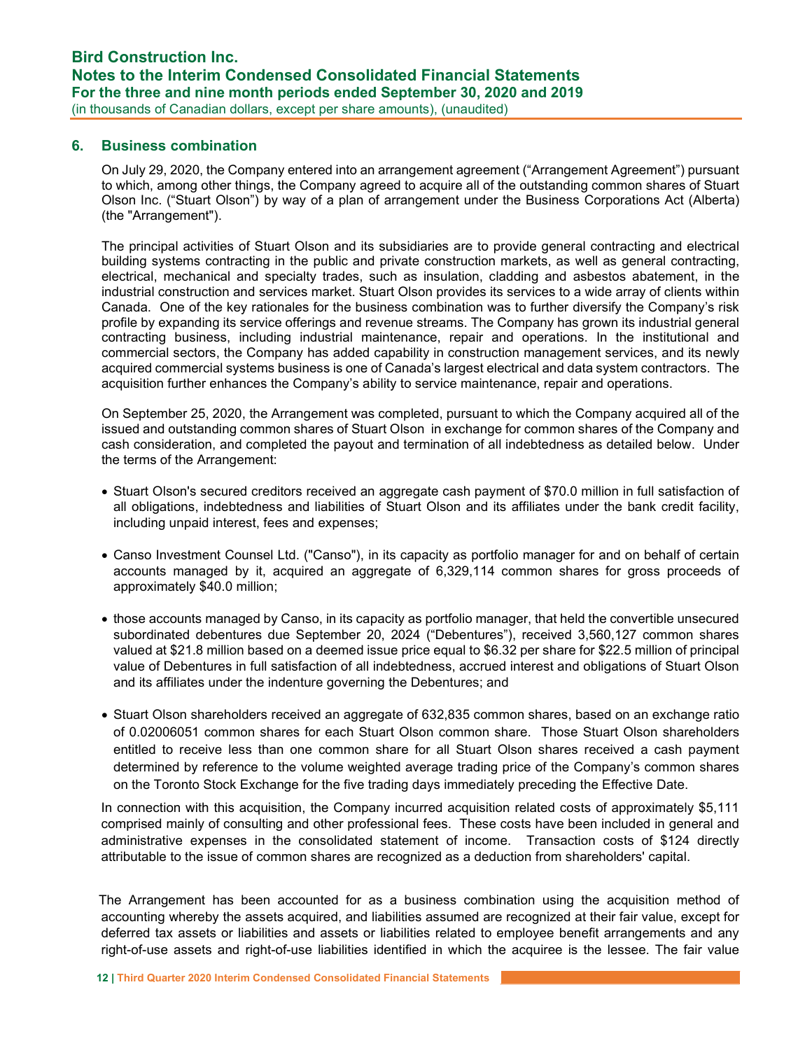## 6. Business combination

On July 29, 2020, the Company entered into an arrangement agreement (“Arrangement Agreement”) pursuant to which, among other things, the Company agreed to acquire all of the outstanding common shares of Stuart Olson Inc. (“Stuart Olson”) by way of a plan of arrangement under the Business Corporations Act (Alberta) (the "Arrangement").

The principal activities of Stuart Olson and its subsidiaries are to provide general contracting and electrical building systems contracting in the public and private construction markets, as well as general contracting, electrical, mechanical and specialty trades, such as insulation, cladding and asbestos abatement, in the industrial construction and services market. Stuart Olson provides its services to a wide array of clients within Canada. One of the key rationales for the business combination was to further diversify the Company’s risk profile by expanding its service offerings and revenue streams. The Company has grown its industrial general contracting business, including industrial maintenance, repair and operations. In the institutional and commercial sectors, the Company has added capability in construction management services, and its newly acquired commercial systems business is one of Canada’s largest electrical and data system contractors. The acquisition further enhances the Company’s ability to service maintenance, repair and operations.

On September 25, 2020, the Arrangement was completed, pursuant to which the Company acquired all of the issued and outstanding common shares of Stuart Olson in exchange for common shares of the Company and cash consideration, and completed the payout and termination of all indebtedness as detailed below. Under the terms of the Arrangement:

- Stuart Olson's secured creditors received an aggregate cash payment of $70.0 million in full satisfaction of all obligations, indebtedness and liabilities of Stuart Olson and its affiliates under the bank credit facility, including unpaid interest, fees and expenses;
- Canso Investment Counsel Ltd. ("Canso"), in its capacity as portfolio manager for and on behalf of certain accounts managed by it, acquired an aggregate of 6,329,114 common shares for gross proceeds of approximately $40.0 million;
- those accounts managed by Canso, in its capacity as portfolio manager, that held the convertible unsecured subordinated debentures due September 20, 2024 (“Debentures”), received 3,560,127 common shares valued at $21.8 million based on a deemed issue price equal to $6.32 per share for $22.5 million of principal value of Debentures in full satisfaction of all indebtedness, accrued interest and obligations of Stuart Olson and its affiliates under the indenture governing the Debentures; and
- Stuart Olson shareholders received an aggregate of 632,835 common shares, based on an exchange ratio of 0.02006051 common shares for each Stuart Olson common share. Those Stuart Olson shareholders entitled to receive less than one common share for all Stuart Olson shares received a cash payment determined by reference to the volume weighted average trading price of the Company’s common shares on the Toronto Stock Exchange for the five trading days immediately preceding the Effective Date.

In connection with this acquisition, the Company incurred acquisition related costs of approximately $5,111 comprised mainly of consulting and other professional fees. These costs have been included in general and administrative expenses in the consolidated statement of income. Transaction costs of $124 directly attributable to the issue of common shares are recognized as a deduction from shareholders' capital.

The Arrangement has been accounted for as a business combination using the acquisition method of accounting whereby the assets acquired, and liabilities assumed are recognized at their fair value, except for deferred tax assets or liabilities and assets or liabilities related to employee benefit arrangements and any right-of-use assets and right-of-use liabilities identified in which the acquiree is the lessee. The fair value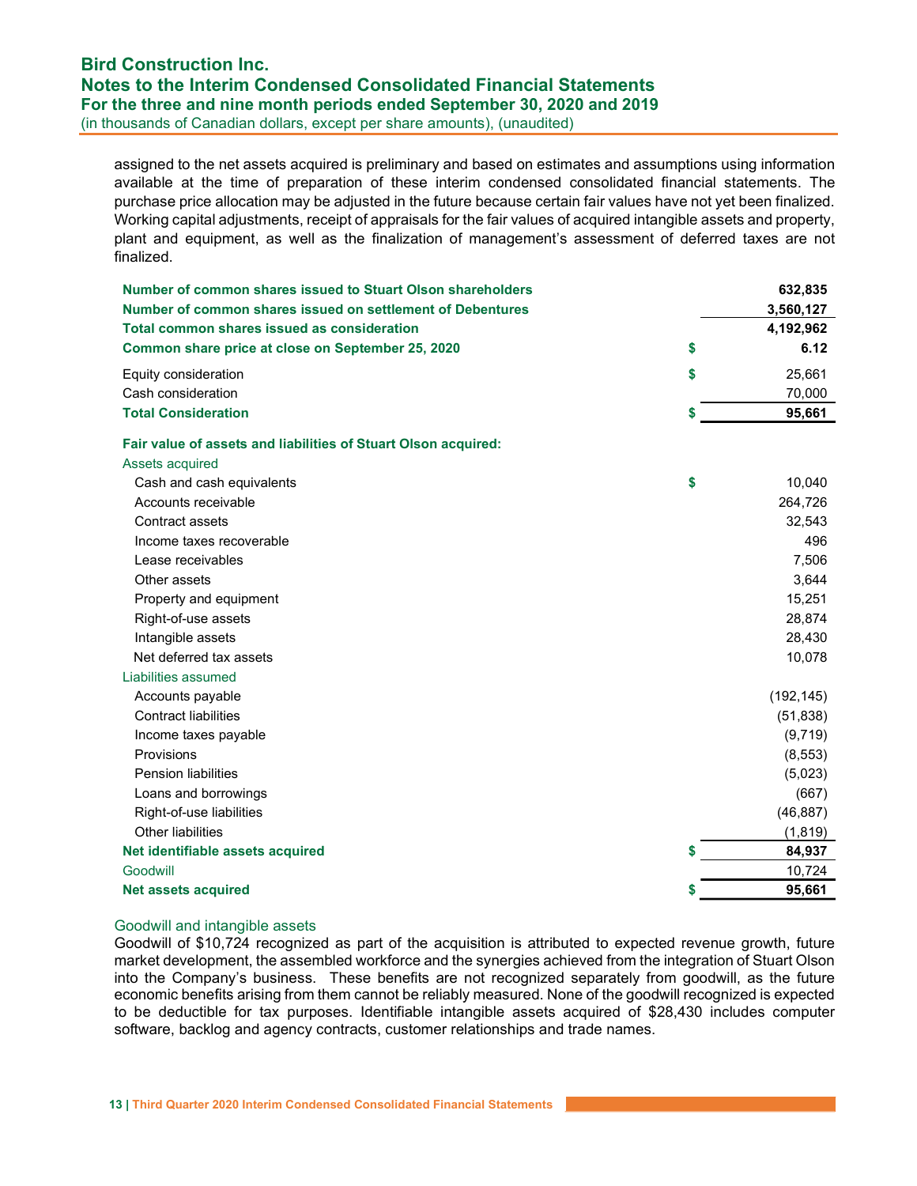assigned to the net assets acquired is preliminary and based on estimates and assumptions using information available at the time of preparation of these interim condensed consolidated financial statements. The purchase price allocation may be adjusted in the future because certain fair values have not yet been finalized. Working capital adjustments, receipt of appraisals for the fair values of acquired intangible assets and property, plant and equipment, as well as the finalization of management's assessment of deferred taxes are not finalized.

| | | |
|---|---|---|
| **Number of common shares issued to Stuart Olson shareholders** | | **632,835** |
| **Number of common shares issued on settlement of Debentures** | | **3,560,127** |
| **Total common shares issued as consideration** | | **4,192,962** |
| **Common share price at close on September 25, 2020** | $ | **6.12** |
| Equity consideration | $ | 25,661 |
| Cash consideration | | 70,000 |
| **Total Consideration** | $ | **95,661** |
| **Fair value of assets and liabilities of Stuart Olson acquired:** | | |
| Assets acquired | | |
| Cash and cash equivalents | $ | 10,040 |
| Accounts receivable | | 264,726 |
| Contract assets | | 32,543 |
| Income taxes recoverable | | 496 |
| Lease receivables | | 7,506 |
| Other assets | | 3,644 |
| Property and equipment | | 15,251 |
| Right-of-use assets | | 28,874 |
| Intangible assets | | 28,430 |
| Net deferred tax assets | | 10,078 |
| Liabilities assumed | | |
| Accounts payable | | (192,145) |
| Contract liabilities | | (51,838) |
| Income taxes payable | | (9,719) |
| Provisions | | (8,553) |
| Pension liabilities | | (5,023) |
| Loans and borrowings | | (667) |
| Right-of-use liabilities | | (46,887) |
| Other liabilities | | (1,819) |
| **Net identifiable assets acquired** | $ | **84,937** |
| Goodwill | | 10,724 |
| **Net assets acquired** | $ | **95,661** |

### Goodwill and intangible assets

Goodwill of $10,724 recognized as part of the acquisition is attributed to expected revenue growth, future market development, the assembled workforce and the synergies achieved from the integration of Stuart Olson into the Company's business. These benefits are not recognized separately from goodwill, as the future economic benefits arising from them cannot be reliably measured. None of the goodwill recognized is expected to be deductible for tax purposes. Identifiable intangible assets acquired of $28,430 includes computer software, backlog and agency contracts, customer relationships and trade names.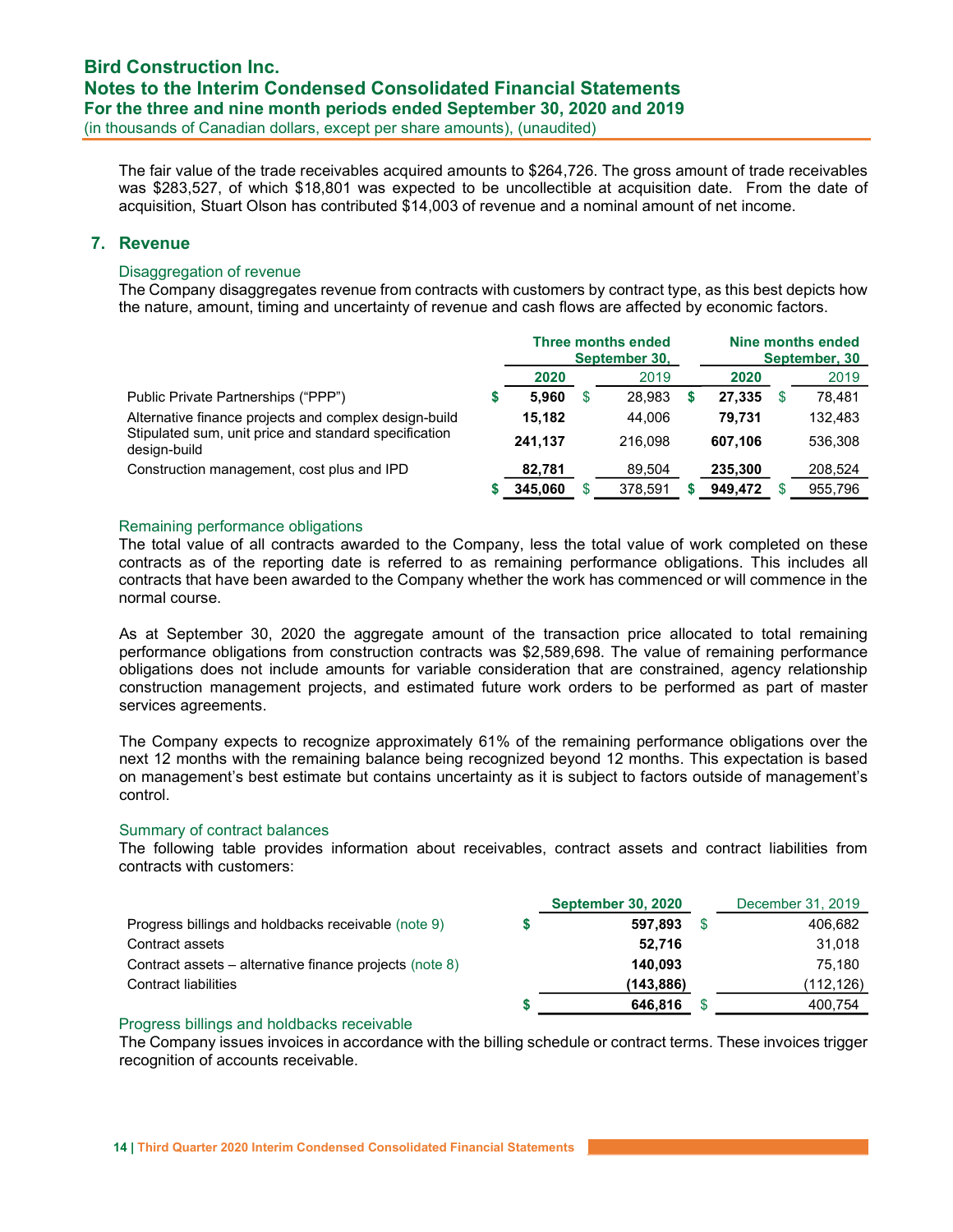The fair value of the trade receivables acquired amounts to $264,726. The gross amount of trade receivables was $283,527, of which $18,801 was expected to be uncollectible at acquisition date. From the date of acquisition, Stuart Olson has contributed $14,003 of revenue and a nominal amount of net income.

## 7. Revenue

### Disaggregation of revenue

The Company disaggregates revenue from contracts with customers by contract type, as this best depicts how the nature, amount, timing and uncertainty of revenue and cash flows are affected by economic factors.

| | Three months ended September 30, | | Nine months ended September, 30 | |
|---|---|---|---|---|
| | **2020** | 2019 | **2020** | 2019 |
| Public Private Partnerships (“PPP”) | **$ 5,960** | $ 28,983 | **$ 27,335** | $ 78,481 |
| Alternative finance projects and complex design-build | **15,182** | 44,006 | **79,731** | 132,483 |
| Stipulated sum, unit price and standard specification design-build | **241,137** | 216,098 | **607,106** | 536,308 |
| Construction management, cost plus and IPD | **82,781** | 89,504 | **235,300** | 208,524 |
| | **$ 345,060** | $ 378,591 | **$ 949,472** | $ 955,796 |

### Remaining performance obligations

The total value of all contracts awarded to the Company, less the total value of work completed on these contracts as of the reporting date is referred to as remaining performance obligations. This includes all contracts that have been awarded to the Company whether the work has commenced or will commence in the normal course.

As at September 30, 2020 the aggregate amount of the transaction price allocated to total remaining performance obligations from construction contracts was $2,589,698. The value of remaining performance obligations does not include amounts for variable consideration that are constrained, agency relationship construction management projects, and estimated future work orders to be performed as part of master services agreements.

The Company expects to recognize approximately 61% of the remaining performance obligations over the next 12 months with the remaining balance being recognized beyond 12 months. This expectation is based on management's best estimate but contains uncertainty as it is subject to factors outside of management's control.

### Summary of contract balances

The following table provides information about receivables, contract assets and contract liabilities from contracts with customers:

| | September 30, 2020 | December 31, 2019 |
|---|---|---|
| Progress billings and holdbacks receivable (note 9) | **$ 597,893** | $ 406,682 |
| Contract assets | **52,716** | 31,018 |
| Contract assets – alternative finance projects (note 8) | **140,093** | 75,180 |
| Contract liabilities | **(143,886)** | (112,126) |
| | **$ 646,816** | $ 400,754 |

### Progress billings and holdbacks receivable

The Company issues invoices in accordance with the billing schedule or contract terms. These invoices trigger recognition of accounts receivable.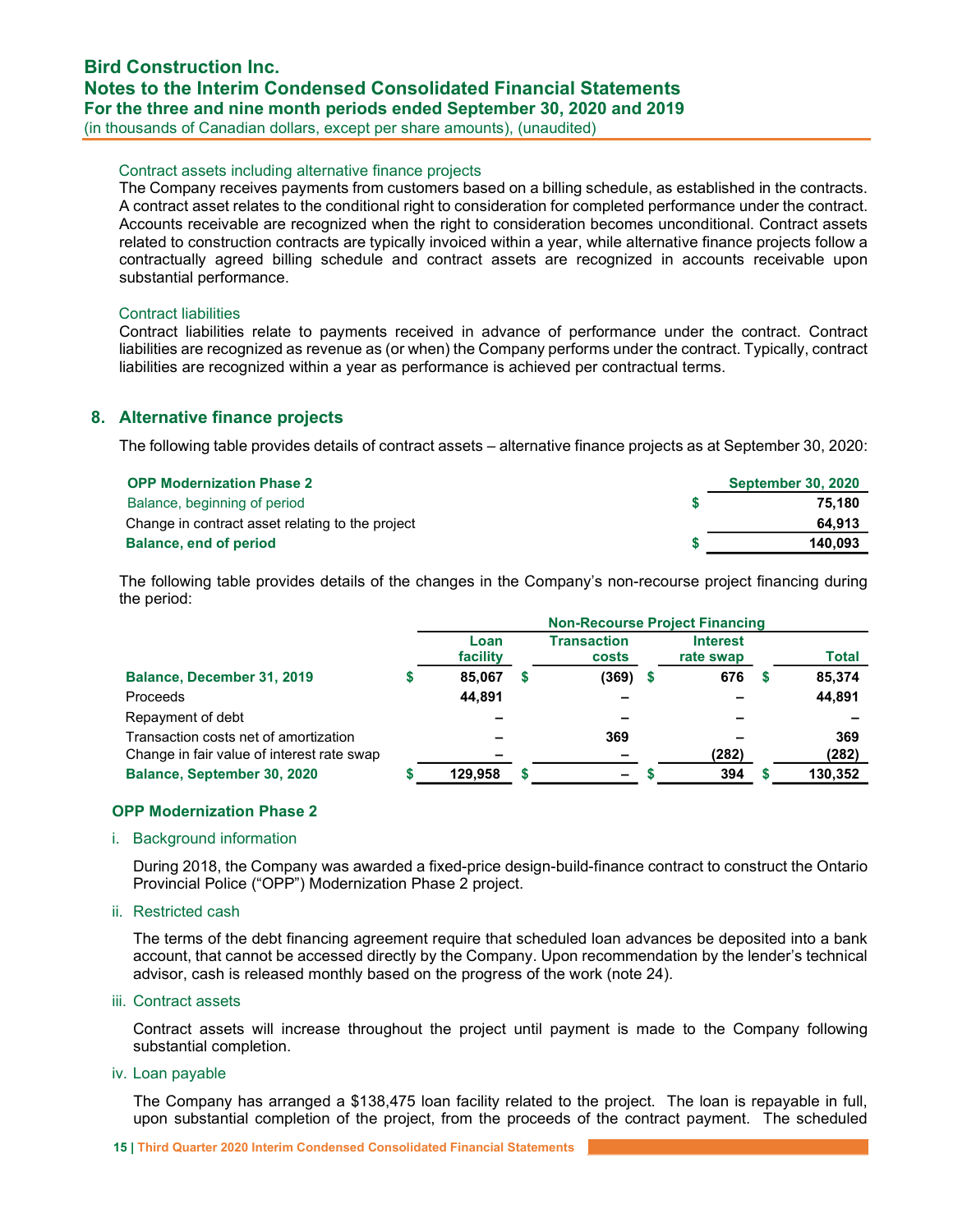Contract assets including alternative finance projects

The Company receives payments from customers based on a billing schedule, as established in the contracts. A contract asset relates to the conditional right to consideration for completed performance under the contract. Accounts receivable are recognized when the right to consideration becomes unconditional. Contract assets related to construction contracts are typically invoiced within a year, while alternative finance projects follow a contractually agreed billing schedule and contract assets are recognized in accounts receivable upon substantial performance.

Contract liabilities

Contract liabilities relate to payments received in advance of performance under the contract. Contract liabilities are recognized as revenue as (or when) the Company performs under the contract. Typically, contract liabilities are recognized within a year as performance is achieved per contractual terms.

## 8. Alternative finance projects

The following table provides details of contract assets – alternative finance projects as at September 30, 2020:

| OPP Modernization Phase 2 | September 30, 2020 |
|---|---|
| Balance, beginning of period | $ 75,180 |
| Change in contract asset relating to the project | 64,913 |
| **Balance, end of period** | **$ 140,093** |

The following table provides details of the changes in the Company's non-recourse project financing during the period:

| | Non-Recourse Project Financing | | | |
|---|---|---|---|---|
| | Loan facility | Transaction costs | Interest rate swap | Total |
| **Balance, December 31, 2019** | $ 85,067 | $ (369) | $ 676 | $ 85,374 |
| Proceeds | 44,891 | – | – | 44,891 |
| Repayment of debt | – | – | – | – |
| Transaction costs net of amortization | – | 369 | – | 369 |
| Change in fair value of interest rate swap | – | – | (282) | (282) |
| **Balance, September 30, 2020** | $ 129,958 | $ – | $ 394 | $ 130,352 |

### OPP Modernization Phase 2

i. Background information

During 2018, the Company was awarded a fixed-price design-build-finance contract to construct the Ontario Provincial Police ("OPP") Modernization Phase 2 project.

ii. Restricted cash

The terms of the debt financing agreement require that scheduled loan advances be deposited into a bank account, that cannot be accessed directly by the Company. Upon recommendation by the lender's technical advisor, cash is released monthly based on the progress of the work (note 24).

iii. Contract assets

Contract assets will increase throughout the project until payment is made to the Company following substantial completion.

iv. Loan payable

The Company has arranged a $138,475 loan facility related to the project. The loan is repayable in full, upon substantial completion of the project, from the proceeds of the contract payment. The scheduled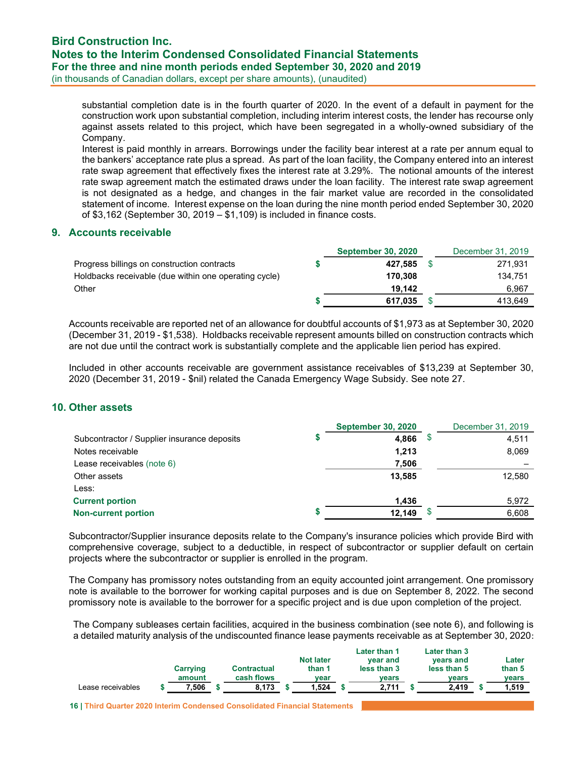substantial completion date is in the fourth quarter of 2020. In the event of a default in payment for the construction work upon substantial completion, including interim interest costs, the lender has recourse only against assets related to this project, which have been segregated in a wholly-owned subsidiary of the Company.

Interest is paid monthly in arrears. Borrowings under the facility bear interest at a rate per annum equal to the bankers' acceptance rate plus a spread. As part of the loan facility, the Company entered into an interest rate swap agreement that effectively fixes the interest rate at 3.29%. The notional amounts of the interest rate swap agreement match the estimated draws under the loan facility. The interest rate swap agreement is not designated as a hedge, and changes in the fair market value are recorded in the consolidated statement of income. Interest expense on the loan during the nine month period ended September 30, 2020 of $3,162 (September 30, 2019 – $1,109) is included in finance costs.

## 9. Accounts receivable

| | September 30, 2020 | December 31, 2019 |
|---|---|---|
| Progress billings on construction contracts | $ 427,585 | $ 271,931 |
| Holdbacks receivable (due within one operating cycle) | 170,308 | 134,751 |
| Other | 19,142 | 6,967 |
| | $ 617,035 | $ 413,649 |

Accounts receivable are reported net of an allowance for doubtful accounts of $1,973 as at September 30, 2020 (December 31, 2019 - $1,538). Holdbacks receivable represent amounts billed on construction contracts which are not due until the contract work is substantially complete and the applicable lien period has expired.

Included in other accounts receivable are government assistance receivables of $13,239 at September 30, 2020 (December 31, 2019 - $nil) related the Canada Emergency Wage Subsidy. See note 27.

## 10. Other assets

| | September 30, 2020 | December 31, 2019 |
|---|---|---|
| Subcontractor / Supplier insurance deposits | $ 4,866 | $ 4,511 |
| Notes receivable | 1,213 | 8,069 |
| Lease receivables (note 6) | 7,506 | – |
| Other assets | 13,585 | 12,580 |
| Less: | | |
| **Current portion** | 1,436 | 5,972 |
| **Non-current portion** | $ 12,149 | $ 6,608 |

Subcontractor/Supplier insurance deposits relate to the Company's insurance policies which provide Bird with comprehensive coverage, subject to a deductible, in respect of subcontractor or supplier default on certain projects where the subcontractor or supplier is enrolled in the program.

The Company has promissory notes outstanding from an equity accounted joint arrangement. One promissory note is available to the borrower for working capital purposes and is due on September 8, 2022. The second promissory note is available to the borrower for a specific project and is due upon completion of the project.

The Company subleases certain facilities, acquired in the business combination (see note 6), and following is a detailed maturity analysis of the undiscounted finance lease payments receivable as at September 30, 2020:

| | Carrying amount | Contractual cash flows | Not later than 1 year | Later than 1 year and less than 3 years | Later than 3 years and less than 5 years | Later than 5 years |
|---|---|---|---|---|---|---|
| Lease receivables | $ 7,506 | $ 8,173 | $ 1,524 | $ 2,711 | $ 2,419 | $ 1,519 |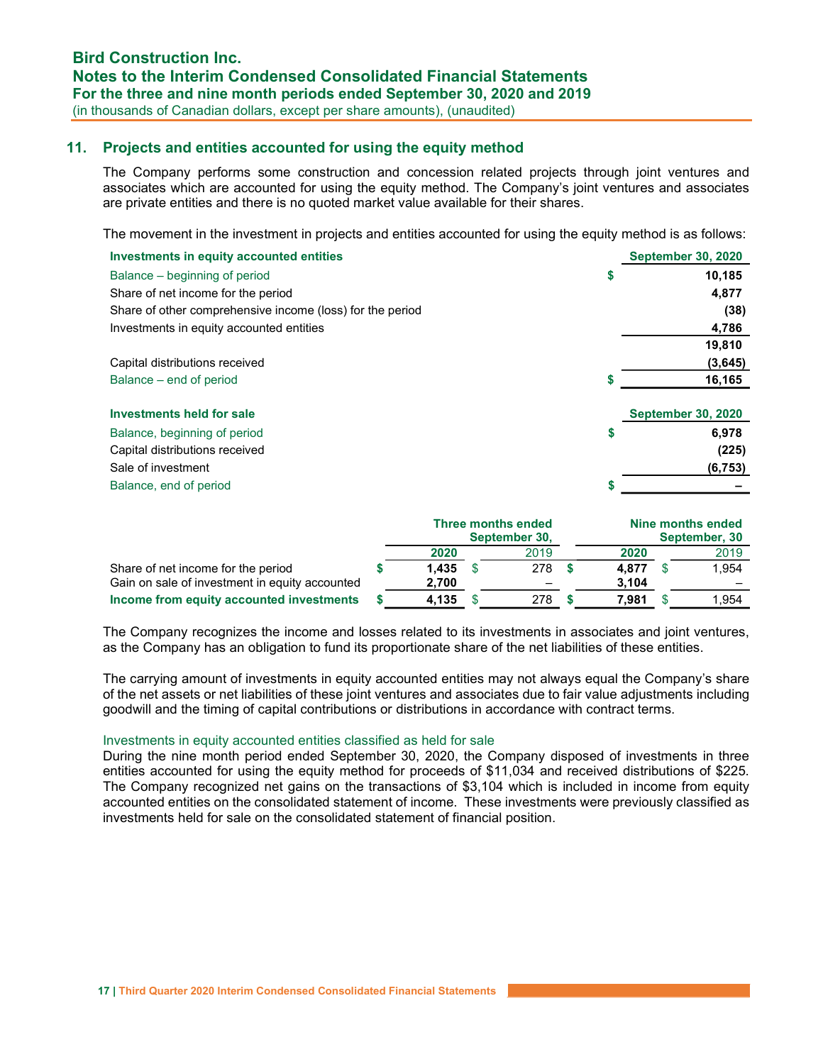## 11. Projects and entities accounted for using the equity method

The Company performs some construction and concession related projects through joint ventures and associates which are accounted for using the equity method. The Company's joint ventures and associates are private entities and there is no quoted market value available for their shares.

The movement in the investment in projects and entities accounted for using the equity method is as follows:

| Investments in equity accounted entities | | September 30, 2020 |
|---|---|---|
| Balance – beginning of period | $ | 10,185 |
| Share of net income for the period | | 4,877 |
| Share of other comprehensive income (loss) for the period | | (38) |
| Investments in equity accounted entities | | 4,786 |
| | | 19,810 |
| Capital distributions received | | (3,645) |
| Balance – end of period | $ | 16,165 |

| Investments held for sale | | September 30, 2020 |
|---|---|---|
| Balance, beginning of period | $ | 6,978 |
| Capital distributions received | | (225) |
| Sale of investment | | (6,753) |
| Balance, end of period | $ | – |

| | Three months ended September 30, | | Nine months ended September, 30 | |
|---|---|---|---|---|
| | **2020** | 2019 | **2020** | 2019 |
| Share of net income for the period | $ **1,435** | $ 278 | $ **4,877** | $ 1,954 |
| Gain on sale of investment in equity accounted | **2,700** | – | **3,104** | – |
| **Income from equity accounted investments** | $ **4,135** | $ 278 | $ **7,981** | $ 1,954 |

The Company recognizes the income and losses related to its investments in associates and joint ventures, as the Company has an obligation to fund its proportionate share of the net liabilities of these entities.

The carrying amount of investments in equity accounted entities may not always equal the Company's share of the net assets or net liabilities of these joint ventures and associates due to fair value adjustments including goodwill and the timing of capital contributions or distributions in accordance with contract terms.

### Investments in equity accounted entities classified as held for sale

During the nine month period ended September 30, 2020, the Company disposed of investments in three entities accounted for using the equity method for proceeds of $11,034 and received distributions of $225. The Company recognized net gains on the transactions of $3,104 which is included in income from equity accounted entities on the consolidated statement of income. These investments were previously classified as investments held for sale on the consolidated statement of financial position.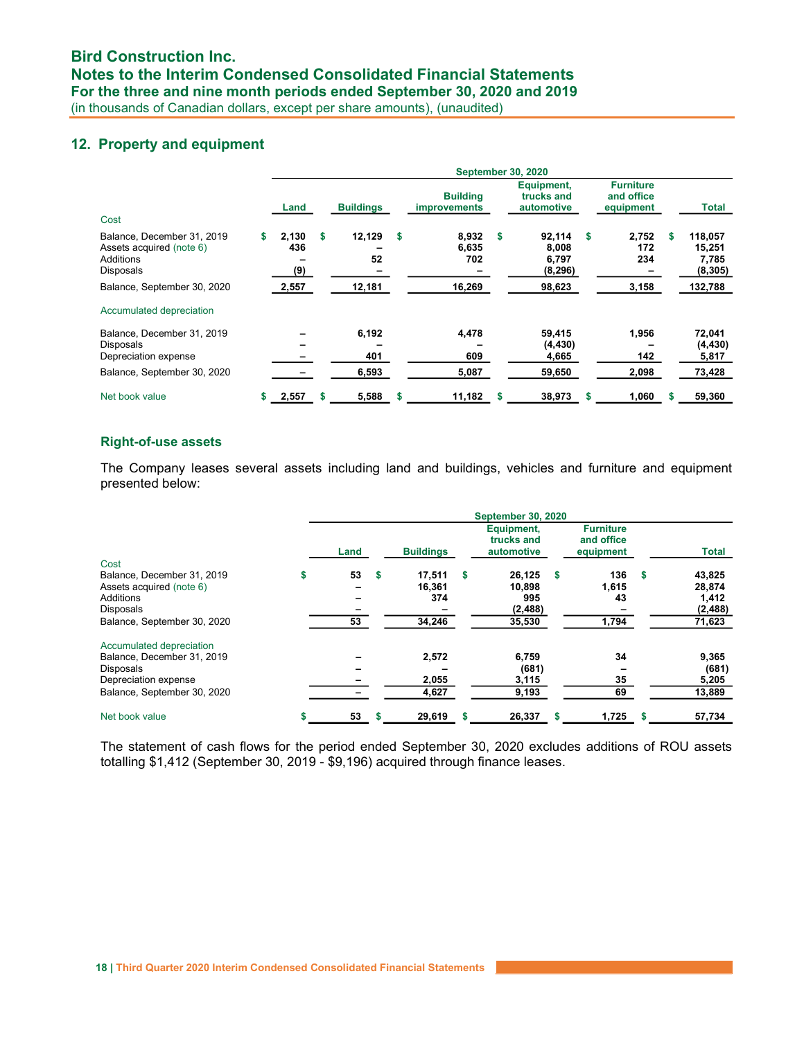## 12. Property and equipment

| | September 30, 2020 | | | | | |
|---|---|---|---|---|---|---|
| | Land | Buildings | Building improvements | Equipment, trucks and automotive | Furniture and office equipment | Total |
| Cost | | | | | | |
| Balance, December 31, 2019 | $ 2,130 | $ 12,129 | $ 8,932 | $ 92,114 | $ 2,752 | $ 118,057 |
| Assets acquired (note 6) | 436 | – | 6,635 | 8,008 | 172 | 15,251 |
| Additions | – | 52 | 702 | 6,797 | 234 | 7,785 |
| Disposals | (9) | – | – | (8,296) | – | (8,305) |
| Balance, September 30, 2020 | 2,557 | 12,181 | 16,269 | 98,623 | 3,158 | 132,788 |
| Accumulated depreciation | | | | | | |
| Balance, December 31, 2019 | – | 6,192 | 4,478 | 59,415 | 1,956 | 72,041 |
| Disposals | – | – | – | (4,430) | – | (4,430) |
| Depreciation expense | – | 401 | 609 | 4,665 | 142 | 5,817 |
| Balance, September 30, 2020 | – | 6,593 | 5,087 | 59,650 | 2,098 | 73,428 |
| Net book value | $ 2,557 | $ 5,588 | $ 11,182 | $ 38,973 | $ 1,060 | $ 59,360 |

### Right-of-use assets

The Company leases several assets including land and buildings, vehicles and furniture and equipment presented below:

| | September 30, 2020 | | | | |
|---|---|---|---|---|---|
| | Land | Buildings | Equipment, trucks and automotive | Furniture and office equipment | Total |
| Cost | | | | | |
| Balance, December 31, 2019 | $ 53 | $ 17,511 | $ 26,125 | $ 136 | $ 43,825 |
| Assets acquired (note 6) | – | 16,361 | 10,898 | 1,615 | 28,874 |
| Additions | – | 374 | 995 | 43 | 1,412 |
| Disposals | – | – | (2,488) | – | (2,488) |
| Balance, September 30, 2020 | 53 | 34,246 | 35,530 | 1,794 | 71,623 |
| Accumulated depreciation | | | | | |
| Balance, December 31, 2019 | – | 2,572 | 6,759 | 34 | 9,365 |
| Disposals | – | – | (681) | – | (681) |
| Depreciation expense | – | 2,055 | 3,115 | 35 | 5,205 |
| Balance, September 30, 2020 | – | 4,627 | 9,193 | 69 | 13,889 |
| Net book value | $ 53 | $ 29,619 | $ 26,337 | $ 1,725 | $ 57,734 |

The statement of cash flows for the period ended September 30, 2020 excludes additions of ROU assets totalling $1,412 (September 30, 2019 - $9,196) acquired through finance leases.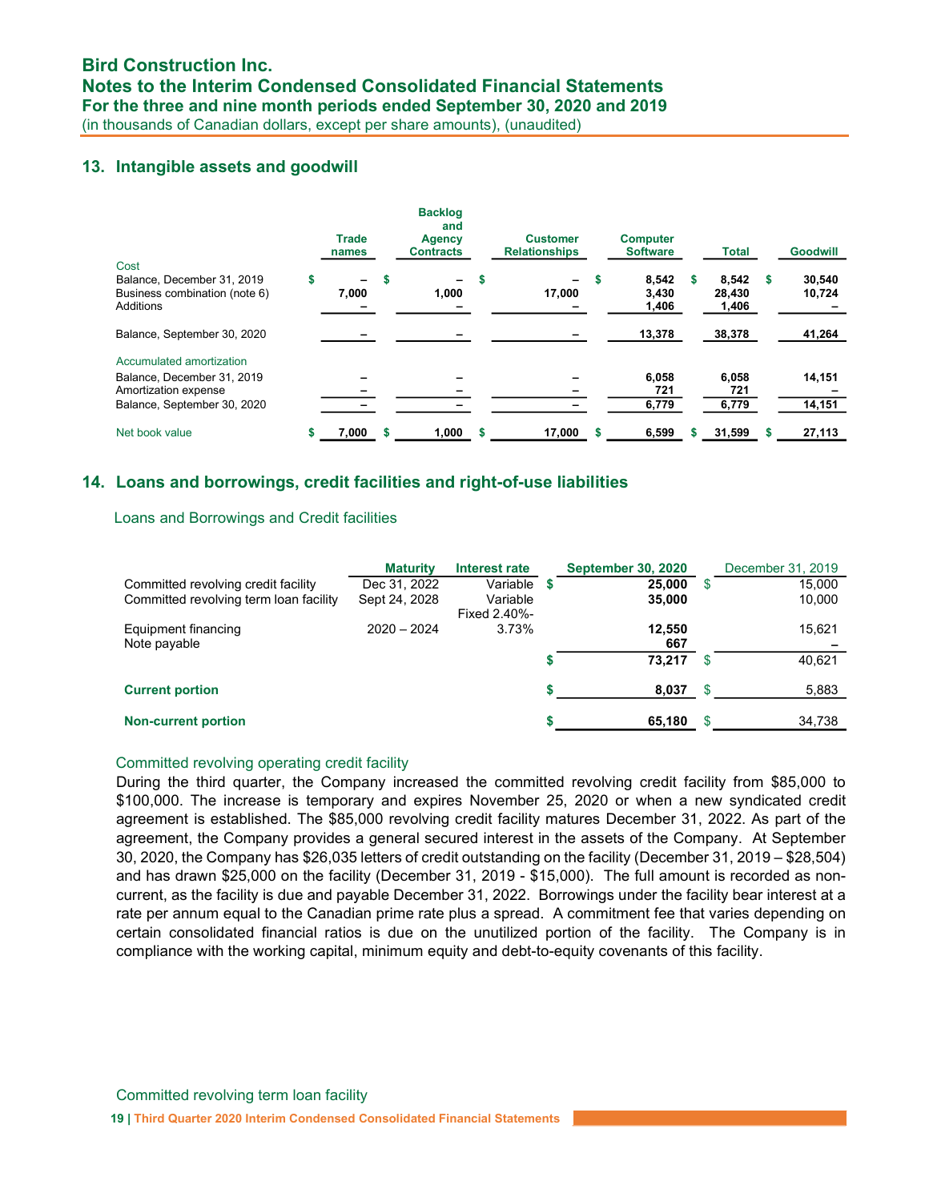## 13. Intangible assets and goodwill

| | Trade names | Backlog and Agency Contracts | Customer Relationships | Computer Software | Total | Goodwill |
|---|---|---|---|---|---|---|
| Cost | | | | | | |
| Balance, December 31, 2019 | $ – | $ – | $ – | $ 8,542 | $ 8,542 | $ 30,540 |
| Business combination (note 6) | 7,000 | 1,000 | 17,000 | 3,430 | 28,430 | 10,724 |
| Additions | – | – | – | 1,406 | 1,406 | – |
| Balance, September 30, 2020 | – | – | – | 13,378 | 38,378 | 41,264 |
| Accumulated amortization | | | | | | |
| Balance, December 31, 2019 | – | – | – | 6,058 | 6,058 | 14,151 |
| Amortization expense | – | – | – | 721 | 721 | – |
| Balance, September 30, 2020 | – | – | – | 6,779 | 6,779 | 14,151 |
| Net book value | $ 7,000 | $ 1,000 | $ 17,000 | $ 6,599 | $ 31,599 | $ 27,113 |

## 14. Loans and borrowings, credit facilities and right-of-use liabilities

### Loans and Borrowings and Credit facilities

| | Maturity | Interest rate | September 30, 2020 | December 31, 2019 |
|---|---|---|---|---|
| Committed revolving credit facility | Dec 31, 2022 | Variable | $ 25,000 | $ 15,000 |
| Committed revolving term loan facility | Sept 24, 2028 | Variable | 35,000 | 10,000 |
| Equipment financing | 2020 – 2024 | Fixed 2.40%-3.73% | 12,550 | 15,621 |
| Note payable | | | 667 | – |
| | | | $ 73,217 | $ 40,621 |
| **Current portion** | | | $ 8,037 | $ 5,883 |
| **Non-current portion** | | | $ 65,180 | $ 34,738 |

### Committed revolving operating credit facility

During the third quarter, the Company increased the committed revolving credit facility from $85,000 to $100,000. The increase is temporary and expires November 25, 2020 or when a new syndicated credit agreement is established. The $85,000 revolving credit facility matures December 31, 2022. As part of the agreement, the Company provides a general secured interest in the assets of the Company. At September 30, 2020, the Company has $26,035 letters of credit outstanding on the facility (December 31, 2019 – $28,504) and has drawn $25,000 on the facility (December 31, 2019 - $15,000). The full amount is recorded as non-current, as the facility is due and payable December 31, 2022. Borrowings under the facility bear interest at a rate per annum equal to the Canadian prime rate plus a spread. A commitment fee that varies depending on certain consolidated financial ratios is due on the unutilized portion of the facility. The Company is in compliance with the working capital, minimum equity and debt-to-equity covenants of this facility.

### Committed revolving term loan facility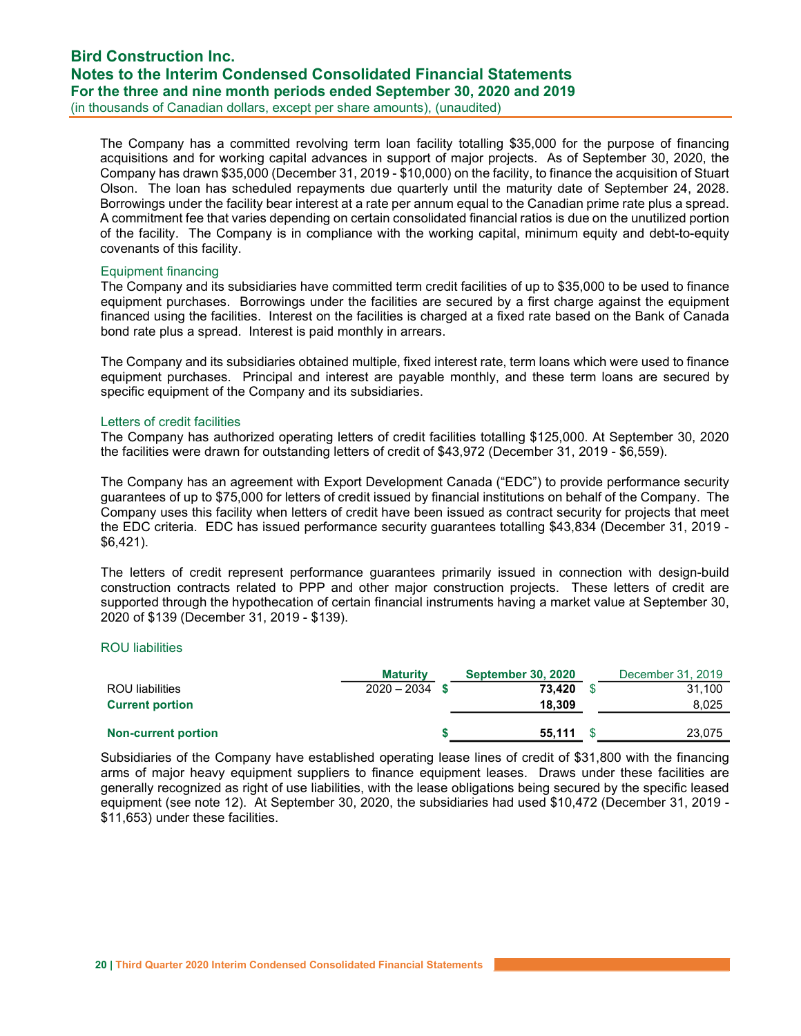The Company has a committed revolving term loan facility totalling $35,000 for the purpose of financing acquisitions and for working capital advances in support of major projects. As of September 30, 2020, the Company has drawn $35,000 (December 31, 2019 - $10,000) on the facility, to finance the acquisition of Stuart Olson. The loan has scheduled repayments due quarterly until the maturity date of September 24, 2028. Borrowings under the facility bear interest at a rate per annum equal to the Canadian prime rate plus a spread. A commitment fee that varies depending on certain consolidated financial ratios is due on the unutilized portion of the facility. The Company is in compliance with the working capital, minimum equity and debt-to-equity covenants of this facility.

### Equipment financing

The Company and its subsidiaries have committed term credit facilities of up to $35,000 to be used to finance equipment purchases. Borrowings under the facilities are secured by a first charge against the equipment financed using the facilities. Interest on the facilities is charged at a fixed rate based on the Bank of Canada bond rate plus a spread. Interest is paid monthly in arrears.

The Company and its subsidiaries obtained multiple, fixed interest rate, term loans which were used to finance equipment purchases. Principal and interest are payable monthly, and these term loans are secured by specific equipment of the Company and its subsidiaries.

### Letters of credit facilities

The Company has authorized operating letters of credit facilities totalling $125,000. At September 30, 2020 the facilities were drawn for outstanding letters of credit of $43,972 (December 31, 2019 - $6,559).

The Company has an agreement with Export Development Canada ("EDC") to provide performance security guarantees of up to $75,000 for letters of credit issued by financial institutions on behalf of the Company. The Company uses this facility when letters of credit have been issued as contract security for projects that meet the EDC criteria. EDC has issued performance security guarantees totalling $43,834 (December 31, 2019 - $6,421).

The letters of credit represent performance guarantees primarily issued in connection with design-build construction contracts related to PPP and other major construction projects. These letters of credit are supported through the hypothecation of certain financial instruments having a market value at September 30, 2020 of $139 (December 31, 2019 - $139).

### ROU liabilities

| | Maturity | September 30, 2020 | December 31, 2019 |
|---|---|---|---|
| ROU liabilities | 2020 – 2034 | $ 73,420 | $ 31,100 |
| **Current portion** | | 18,309 | 8,025 |
| **Non-current portion** | | $ 55,111 | $ 23,075 |

Subsidiaries of the Company have established operating lease lines of credit of $31,800 with the financing arms of major heavy equipment suppliers to finance equipment leases. Draws under these facilities are generally recognized as right of use liabilities, with the lease obligations being secured by the specific leased equipment (see note 12). At September 30, 2020, the subsidiaries had used $10,472 (December 31, 2019 - $11,653) under these facilities.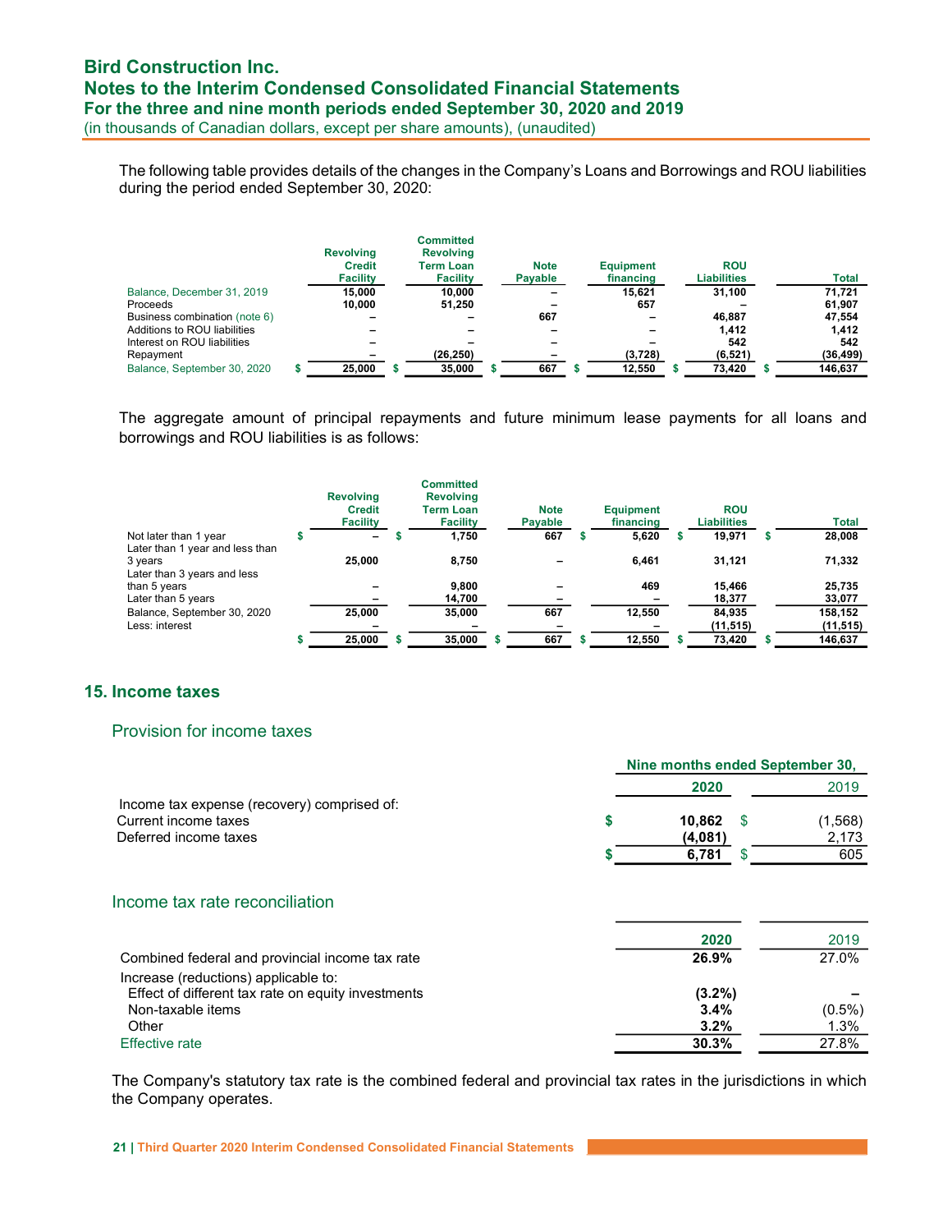The following table provides details of the changes in the Company's Loans and Borrowings and ROU liabilities during the period ended September 30, 2020:

| | Revolving Credit Facility | Committed Revolving Term Loan Facility | Note Payable | Equipment financing | ROU Liabilities | Total |
|---|---|---|---|---|---|---|
| Balance, December 31, 2019 | 15,000 | 10,000 | – | 15,621 | 31,100 | 71,721 |
| Proceeds | 10,000 | 51,250 | – | 657 | – | 61,907 |
| Business combination (note 6) | – | – | 667 | – | 46,887 | 47,554 |
| Additions to ROU liabilities | – | – | – | – | 1,412 | 1,412 |
| Interest on ROU liabilities | – | – | – | – | 542 | 542 |
| Repayment | – | (26,250) | – | (3,728) | (6,521) | (36,499) |
| Balance, September 30, 2020 | $ 25,000 | $ 35,000 | $ 667 | $ 12,550 | $ 73,420 | $ 146,637 |

The aggregate amount of principal repayments and future minimum lease payments for all loans and borrowings and ROU liabilities is as follows:

| | Revolving Credit Facility | Committed Revolving Term Loan Facility | Note Payable | Equipment financing | ROU Liabilities | Total |
|---|---|---|---|---|---|---|
| Not later than 1 year | $ – | $ 1,750 | 667 | $ 5,620 | $ 19,971 | $ 28,008 |
| Later than 1 year and less than 3 years | 25,000 | 8,750 | – | 6,461 | 31,121 | 71,332 |
| Later than 3 years and less than 5 years | – | 9,800 | – | 469 | 15,466 | 25,735 |
| Later than 5 years | – | 14,700 | – | – | 18,377 | 33,077 |
| Balance, September 30, 2020 | 25,000 | 35,000 | 667 | 12,550 | 84,935 | 158,152 |
| Less: interest | – | – | – | – | (11,515) | (11,515) |
| | $ 25,000 | $ 35,000 | $ 667 | $ 12,550 | $ 73,420 | $ 146,637 |

## 15. Income taxes

### Provision for income taxes

| | Nine months ended September 30, 2020 | 2019 |
|---|---|---|
| Income tax expense (recovery) comprised of: | | |
| Current income taxes | $ 10,862 | $ (1,568) |
| Deferred income taxes | (4,081) | 2,173 |
| | $ 6,781 | $ 605 |

### Income tax rate reconciliation

| | 2020 | 2019 |
|---|---|---|
| Combined federal and provincial income tax rate | 26.9% | 27.0% |
| Increase (reductions) applicable to: | | |
| Effect of different tax rate on equity investments | (3.2%) | – |
| Non-taxable items | 3.4% | (0.5%) |
| Other | 3.2% | 1.3% |
| Effective rate | 30.3% | 27.8% |

The Company's statutory tax rate is the combined federal and provincial tax rates in the jurisdictions in which the Company operates.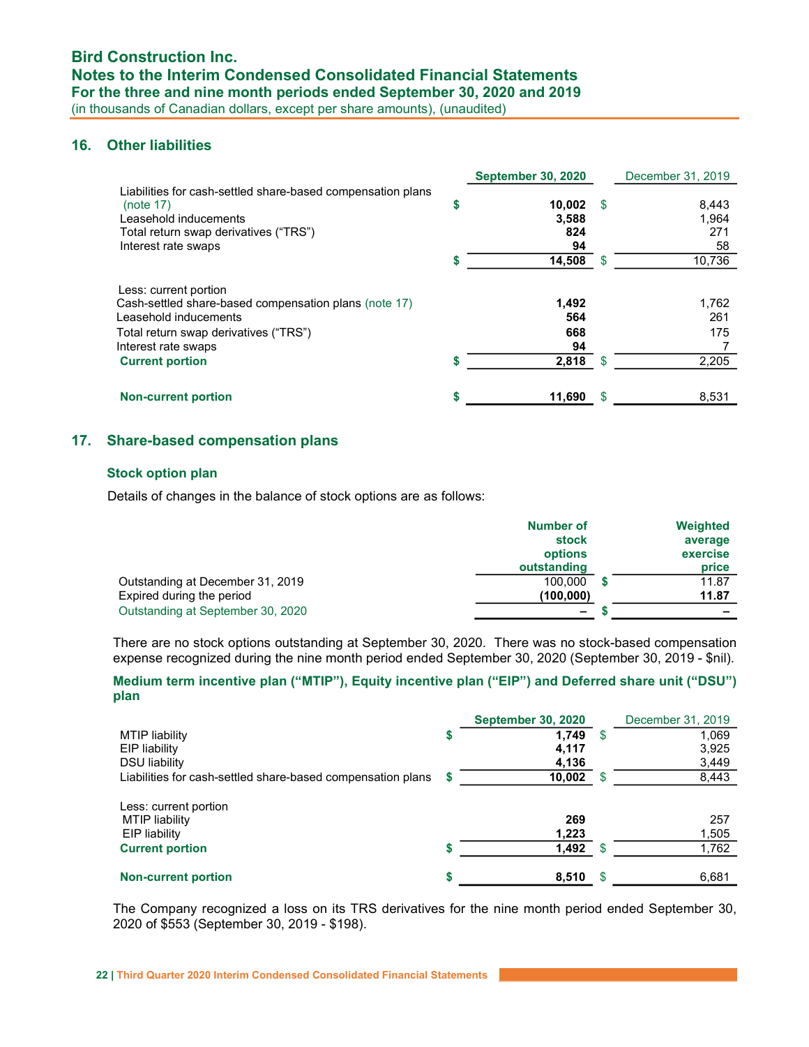## 16. Other liabilities

| | September 30, 2020 | December 31, 2019 |
|---|---|---|
| Liabilities for cash-settled share-based compensation plans (note 17) | $ 10,002 | $ 8,443 |
| Leasehold inducements | 3,588 | 1,964 |
| Total return swap derivatives ("TRS") | 824 | 271 |
| Interest rate swaps | 94 | 58 |
| | $ 14,508 | $ 10,736 |
| Less: current portion | | |
| Cash-settled share-based compensation plans (note 17) | 1,492 | 1,762 |
| Leasehold inducements | 564 | 261 |
| Total return swap derivatives ("TRS") | 668 | 175 |
| Interest rate swaps | 94 | 7 |
| **Current portion** | $ 2,818 | $ 2,205 |
| **Non-current portion** | $ 11,690 | $ 8,531 |

## 17. Share-based compensation plans

### Stock option plan

Details of changes in the balance of stock options are as follows:

| | Number of stock options outstanding | Weighted average exercise price |
|---|---|---|
| Outstanding at December 31, 2019 | 100,000 | $ 11.87 |
| Expired during the period | (100,000) | 11.87 |
| Outstanding at September 30, 2020 | – | $ – |

There are no stock options outstanding at September 30, 2020. There was no stock-based compensation expense recognized during the nine month period ended September 30, 2020 (September 30, 2019 - $nil).

### Medium term incentive plan ("MTIP"), Equity incentive plan ("EIP") and Deferred share unit ("DSU") plan

| | September 30, 2020 | December 31, 2019 |
|---|---|---|
| MTIP liability | $ 1,749 | $ 1,069 |
| EIP liability | 4,117 | 3,925 |
| DSU liability | 4,136 | 3,449 |
| Liabilities for cash-settled share-based compensation plans | $ 10,002 | $ 8,443 |
| Less: current portion | | |
| MTIP liability | 269 | 257 |
| EIP liability | 1,223 | 1,505 |
| **Current portion** | $ 1,492 | $ 1,762 |
| **Non-current portion** | $ 8,510 | $ 6,681 |

The Company recognized a loss on its TRS derivatives for the nine month period ended September 30, 2020 of $553 (September 30, 2019 - $198).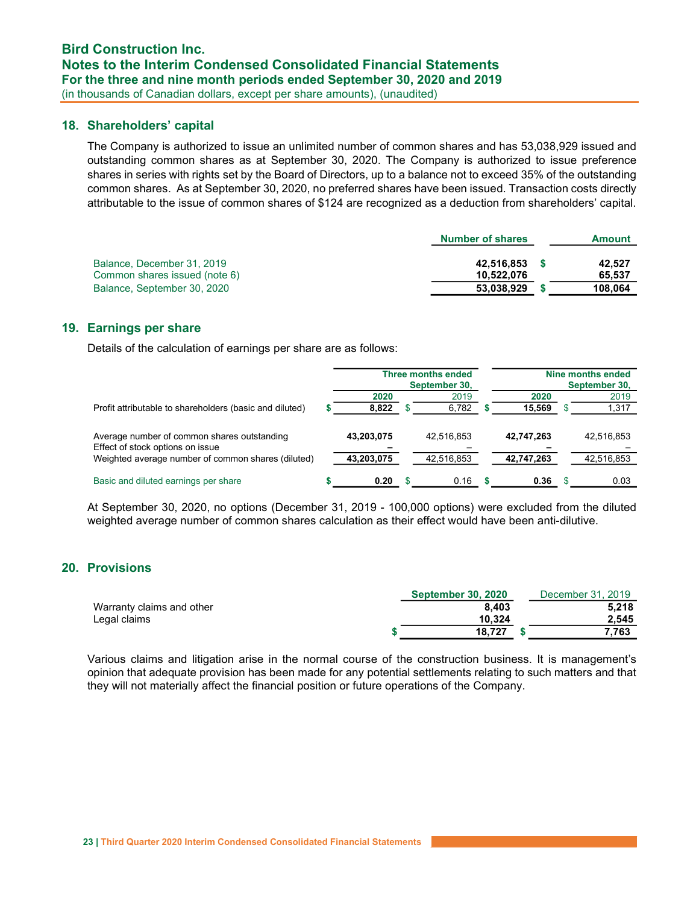## 18. Shareholders' capital

The Company is authorized to issue an unlimited number of common shares and has 53,038,929 issued and outstanding common shares as at September 30, 2020. The Company is authorized to issue preference shares in series with rights set by the Board of Directors, up to a balance not to exceed 35% of the outstanding common shares. As at September 30, 2020, no preferred shares have been issued. Transaction costs directly attributable to the issue of common shares of $124 are recognized as a deduction from shareholders' capital.

| | Number of shares | Amount |
|---|---|---|
| Balance, December 31, 2019 | 42,516,853 | $ 42,527 |
| Common shares issued (note 6) | 10,522,076 | 65,537 |
| Balance, September 30, 2020 | 53,038,929 | $ 108,064 |

## 19. Earnings per share

Details of the calculation of earnings per share are as follows:

| | Three months ended September 30, | | Nine months ended September 30, | |
|---|---|---|---|---|
| | 2020 | 2019 | 2020 | 2019 |
| Profit attributable to shareholders (basic and diluted) | $ 8,822 | $ 6,782 | $ 15,569 | $ 1,317 |
| Average number of common shares outstanding | 43,203,075 | 42,516,853 | 42,747,263 | 42,516,853 |
| Effect of stock options on issue | – | – | – | – |
| Weighted average number of common shares (diluted) | 43,203,075 | 42,516,853 | 42,747,263 | 42,516,853 |
| Basic and diluted earnings per share | $ 0.20 | $ 0.16 | $ 0.36 | $ 0.03 |

At September 30, 2020, no options (December 31, 2019 - 100,000 options) were excluded from the diluted weighted average number of common shares calculation as their effect would have been anti-dilutive.

## 20. Provisions

| | September 30, 2020 | December 31, 2019 |
|---|---|---|
| Warranty claims and other | 8,403 | 5,218 |
| Legal claims | 10,324 | 2,545 |
| | $ 18,727 | $ 7,763 |

Various claims and litigation arise in the normal course of the construction business. It is management's opinion that adequate provision has been made for any potential settlements relating to such matters and that they will not materially affect the financial position or future operations of the Company.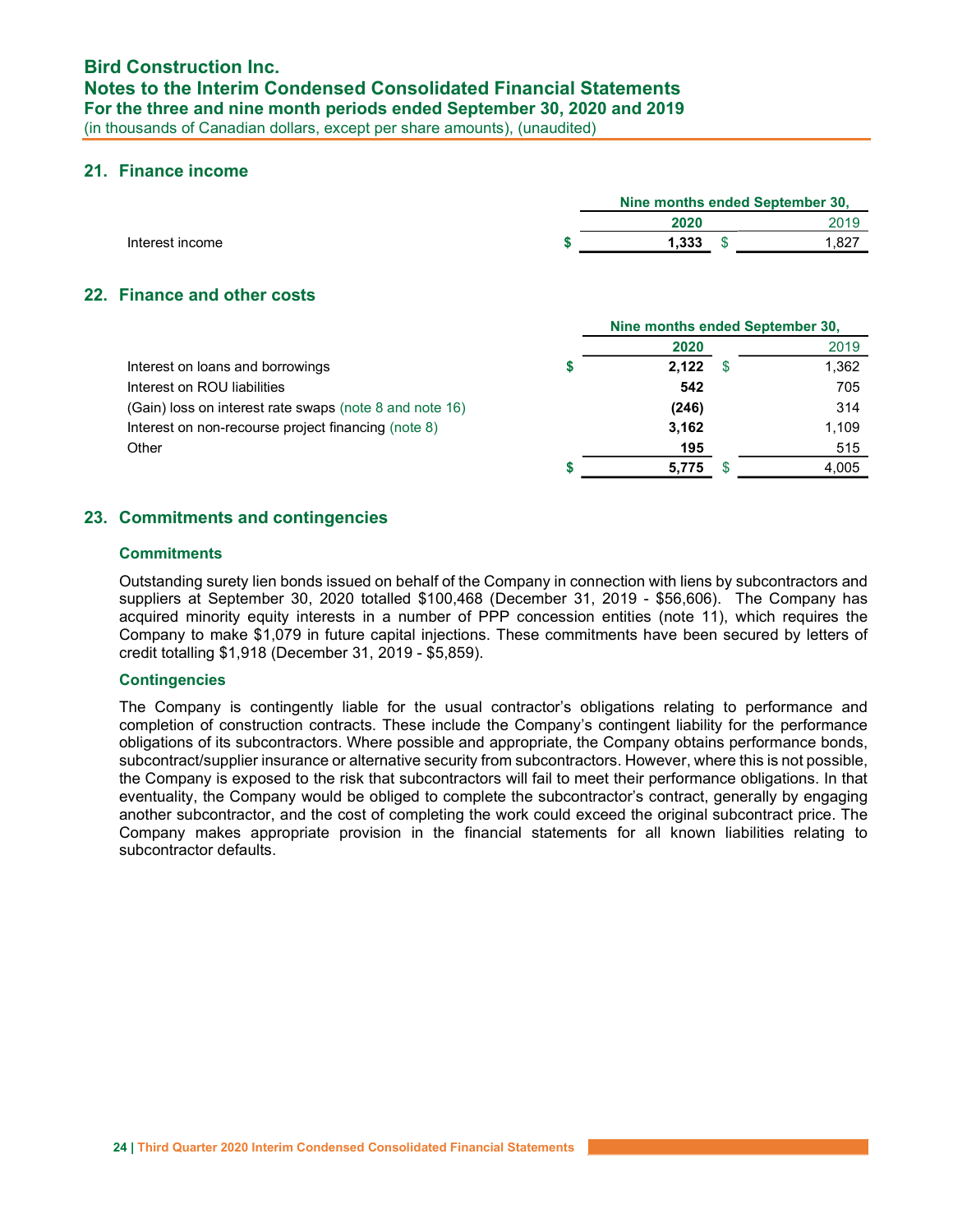## 21. Finance income

| | Nine months ended September 30, | |
|---|---|---|
| | **2020** | 2019 |
| Interest income | **$ 1,333** | $ 1,827 |

## 22. Finance and other costs

| | Nine months ended September 30, | |
|---|---|---|
| | **2020** | 2019 |
| Interest on loans and borrowings | **$ 2,122** | $ 1,362 |
| Interest on ROU liabilities | **542** | 705 |
| (Gain) loss on interest rate swaps (note 8 and note 16) | **(246)** | 314 |
| Interest on non-recourse project financing (note 8) | **3,162** | 1,109 |
| Other | **195** | 515 |
| | **$ 5,775** | $ 4,005 |

## 23. Commitments and contingencies

### Commitments

Outstanding surety lien bonds issued on behalf of the Company in connection with liens by subcontractors and suppliers at September 30, 2020 totalled $100,468 (December 31, 2019 - $56,606). The Company has acquired minority equity interests in a number of PPP concession entities (note 11), which requires the Company to make $1,079 in future capital injections. These commitments have been secured by letters of credit totalling $1,918 (December 31, 2019 - $5,859).

### Contingencies

The Company is contingently liable for the usual contractor's obligations relating to performance and completion of construction contracts. These include the Company's contingent liability for the performance obligations of its subcontractors. Where possible and appropriate, the Company obtains performance bonds, subcontract/supplier insurance or alternative security from subcontractors. However, where this is not possible, the Company is exposed to the risk that subcontractors will fail to meet their performance obligations. In that eventuality, the Company would be obliged to complete the subcontractor's contract, generally by engaging another subcontractor, and the cost of completing the work could exceed the original subcontract price. The Company makes appropriate provision in the financial statements for all known liabilities relating to subcontractor defaults.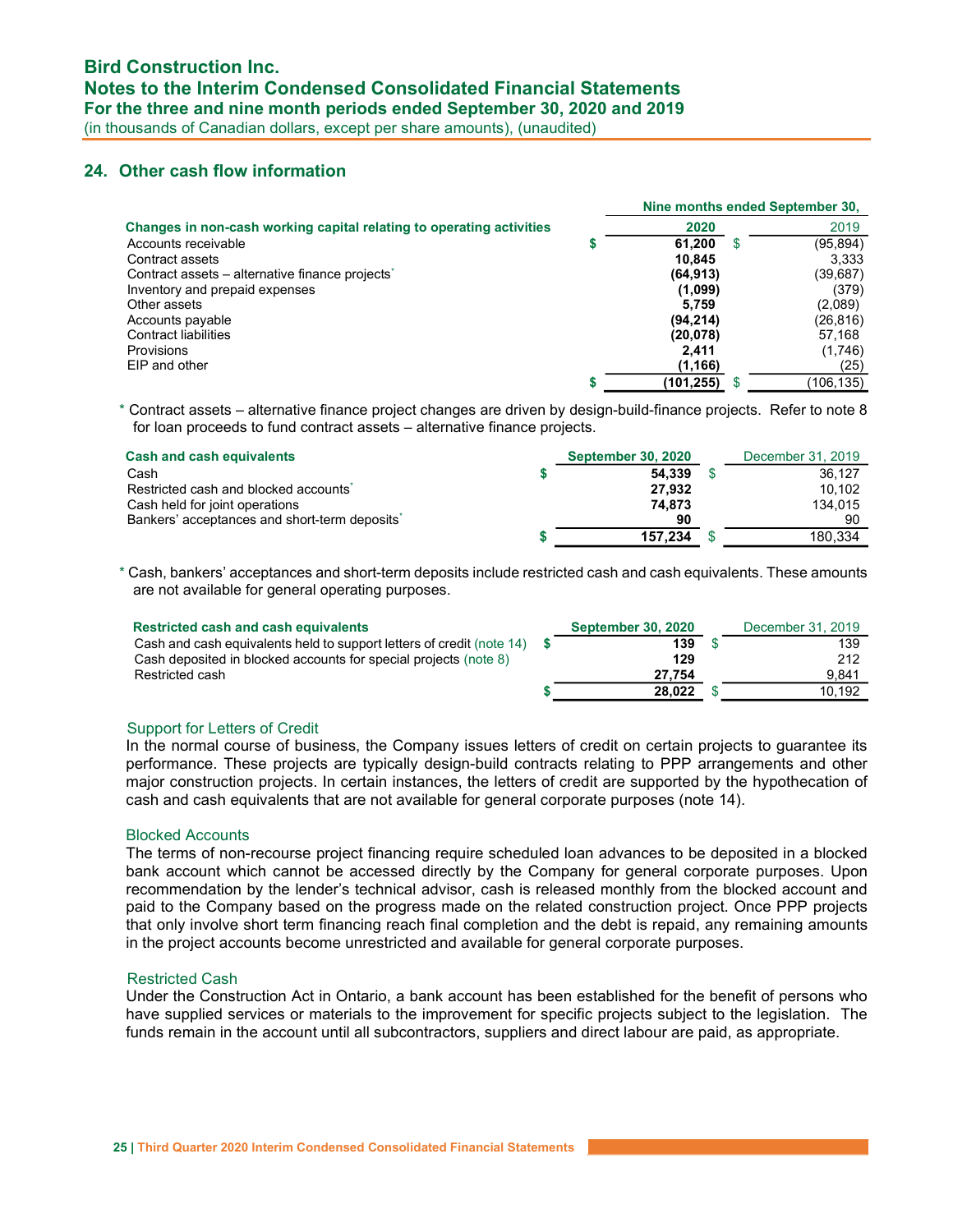## 24. Other cash flow information

| Changes in non-cash working capital relating to operating activities | Nine months ended September 30, 2020 | 2019 |
|---|---|---|
| Accounts receivable | $ 61,200 | $ (95,894) |
| Contract assets | 10,845 | 3,333 |
| Contract assets – alternative finance projects* | (64,913) | (39,687) |
| Inventory and prepaid expenses | (1,099) | (379) |
| Other assets | 5,759 | (2,089) |
| Accounts payable | (94,214) | (26,816) |
| Contract liabilities | (20,078) | 57,168 |
| Provisions | 2,411 | (1,746) |
| EIP and other | (1,166) | (25) |
| | $ (101,255) | $ (106,135) |

\* Contract assets – alternative finance project changes are driven by design-build-finance projects. Refer to note 8 for loan proceeds to fund contract assets – alternative finance projects.

| Cash and cash equivalents | September 30, 2020 | December 31, 2019 |
|---|---|---|
| Cash | $ 54,339 | $ 36,127 |
| Restricted cash and blocked accounts* | 27,932 | 10,102 |
| Cash held for joint operations | 74,873 | 134,015 |
| Bankers' acceptances and short-term deposits* | 90 | 90 |
| | $ 157,234 | $ 180,334 |

\* Cash, bankers' acceptances and short-term deposits include restricted cash and cash equivalents. These amounts are not available for general operating purposes.

| Restricted cash and cash equivalents | September 30, 2020 | December 31, 2019 |
|---|---|---|
| Cash and cash equivalents held to support letters of credit (note 14) | $ 139 | $ 139 |
| Cash deposited in blocked accounts for special projects (note 8) | 129 | 212 |
| Restricted cash | 27,754 | 9,841 |
| | $ 28,022 | $ 10,192 |

### Support for Letters of Credit

In the normal course of business, the Company issues letters of credit on certain projects to guarantee its performance. These projects are typically design-build contracts relating to PPP arrangements and other major construction projects. In certain instances, the letters of credit are supported by the hypothecation of cash and cash equivalents that are not available for general corporate purposes (note 14).

### Blocked Accounts

The terms of non-recourse project financing require scheduled loan advances to be deposited in a blocked bank account which cannot be accessed directly by the Company for general corporate purposes. Upon recommendation by the lender's technical advisor, cash is released monthly from the blocked account and paid to the Company based on the progress made on the related construction project. Once PPP projects that only involve short term financing reach final completion and the debt is repaid, any remaining amounts in the project accounts become unrestricted and available for general corporate purposes.

### Restricted Cash

Under the Construction Act in Ontario, a bank account has been established for the benefit of persons who have supplied services or materials to the improvement for specific projects subject to the legislation. The funds remain in the account until all subcontractors, suppliers and direct labour are paid, as appropriate.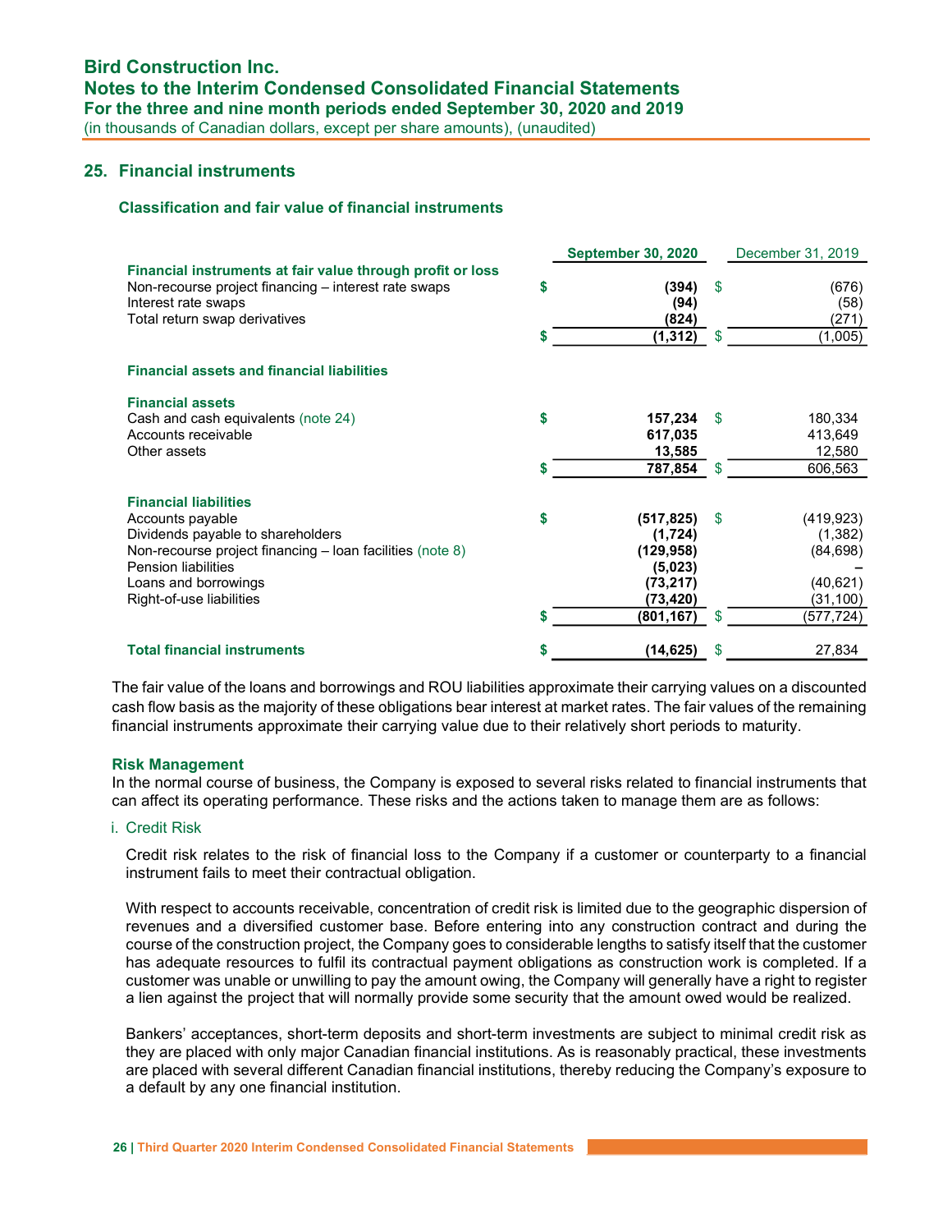## 25. Financial instruments

### Classification and fair value of financial instruments

| | September 30, 2020 | December 31, 2019 |
|---|---|---|
| **Financial instruments at fair value through profit or loss** | | |
| Non-recourse project financing – interest rate swaps | $ **(394)** | $ (676) |
| Interest rate swaps | **(94)** | (58) |
| Total return swap derivatives | **(824)** | (271) |
| | $ **(1,312)** | $ (1,005) |
| **Financial assets and financial liabilities** | | |
| **Financial assets** | | |
| Cash and cash equivalents (note 24) | $ **157,234** | $ 180,334 |
| Accounts receivable | **617,035** | 413,649 |
| Other assets | **13,585** | 12,580 |
| | $ **787,854** | $ 606,563 |
| **Financial liabilities** | | |
| Accounts payable | $ **(517,825)** | $ (419,923) |
| Dividends payable to shareholders | **(1,724)** | (1,382) |
| Non-recourse project financing – loan facilities (note 8) | **(129,958)** | (84,698) |
| Pension liabilities | **(5,023)** | – |
| Loans and borrowings | **(73,217)** | (40,621) |
| Right-of-use liabilities | **(73,420)** | (31,100) |
| | $ **(801,167)** | $ (577,724) |
| **Total financial instruments** | $ **(14,625)** | $ 27,834 |

The fair value of the loans and borrowings and ROU liabilities approximate their carrying values on a discounted cash flow basis as the majority of these obligations bear interest at market rates. The fair values of the remaining financial instruments approximate their carrying value due to their relatively short periods to maturity.

**Risk Management**

In the normal course of business, the Company is exposed to several risks related to financial instruments that can affect its operating performance. These risks and the actions taken to manage them are as follows:

i. Credit Risk

Credit risk relates to the risk of financial loss to the Company if a customer or counterparty to a financial instrument fails to meet their contractual obligation.

With respect to accounts receivable, concentration of credit risk is limited due to the geographic dispersion of revenues and a diversified customer base. Before entering into any construction contract and during the course of the construction project, the Company goes to considerable lengths to satisfy itself that the customer has adequate resources to fulfil its contractual payment obligations as construction work is completed. If a customer was unable or unwilling to pay the amount owing, the Company will generally have a right to register a lien against the project that will normally provide some security that the amount owed would be realized.

Bankers' acceptances, short-term deposits and short-term investments are subject to minimal credit risk as they are placed with only major Canadian financial institutions. As is reasonably practical, these investments are placed with several different Canadian financial institutions, thereby reducing the Company's exposure to a default by any one financial institution.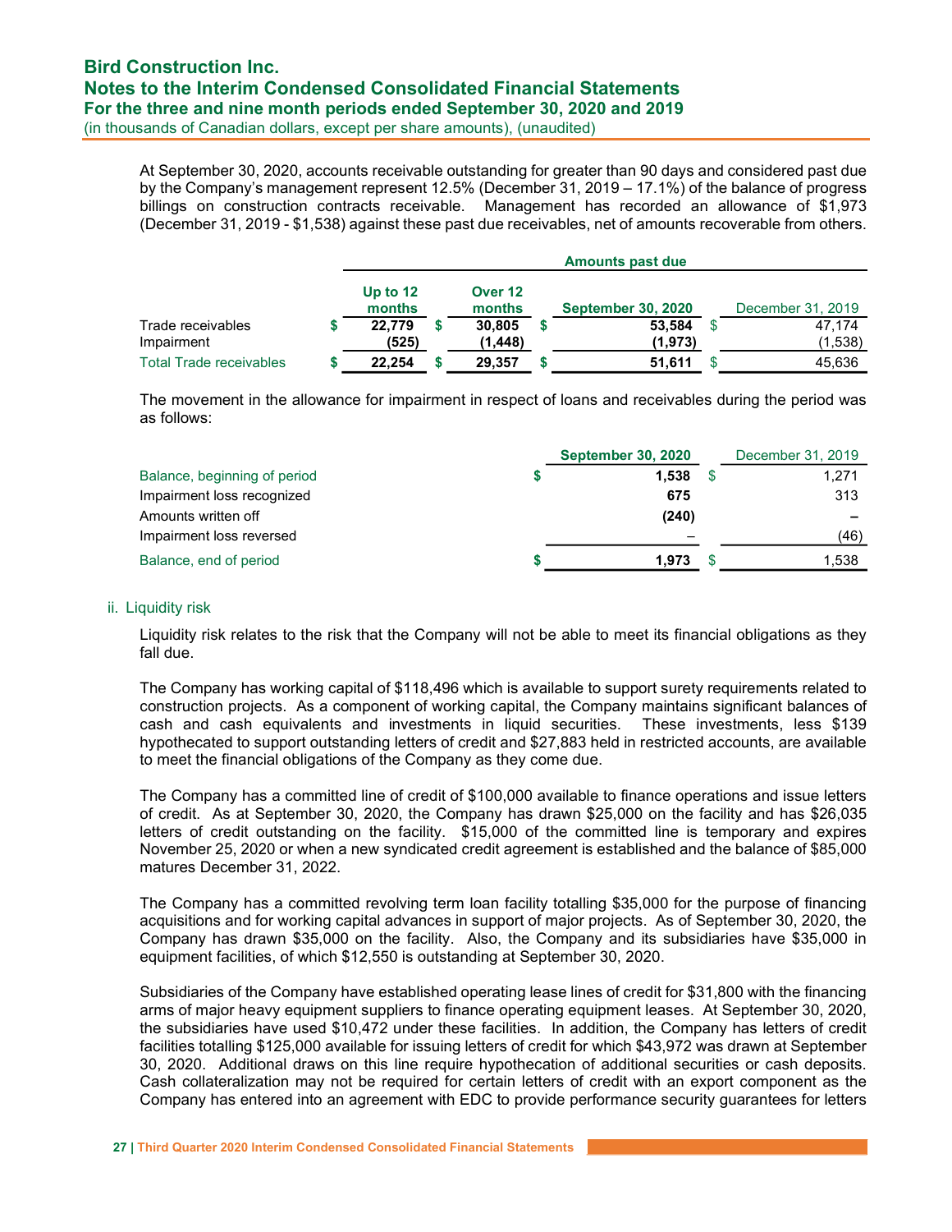At September 30, 2020, accounts receivable outstanding for greater than 90 days and considered past due by the Company's management represent 12.5% (December 31, 2019 – 17.1%) of the balance of progress billings on construction contracts receivable. Management has recorded an allowance of $1,973 (December 31, 2019 - $1,538) against these past due receivables, net of amounts recoverable from others.

| | Amounts past due | | | |
|---|---|---|---|---|
| | **Up to 12 months** | **Over 12 months** | **September 30, 2020** | December 31, 2019 |
| Trade receivables | $ **22,779** | $ **30,805** | $ **53,584** | $ 47,174 |
| Impairment | **(525)** | **(1,448)** | **(1,973)** | (1,538) |
| Total Trade receivables | $ **22,254** | $ **29,357** | $ **51,611** | $ 45,636 |

The movement in the allowance for impairment in respect of loans and receivables during the period was as follows:

| | **September 30, 2020** | December 31, 2019 |
|---|---|---|
| Balance, beginning of period | $ **1,538** | $ 1,271 |
| Impairment loss recognized | **675** | 313 |
| Amounts written off | **(240)** | – |
| Impairment loss reversed | – | (46) |
| Balance, end of period | $ **1,973** | $ 1,538 |

ii. Liquidity risk

Liquidity risk relates to the risk that the Company will not be able to meet its financial obligations as they fall due.

The Company has working capital of $118,496 which is available to support surety requirements related to construction projects. As a component of working capital, the Company maintains significant balances of cash and cash equivalents and investments in liquid securities. These investments, less $139 hypothecated to support outstanding letters of credit and $27,883 held in restricted accounts, are available to meet the financial obligations of the Company as they come due.

The Company has a committed line of credit of $100,000 available to finance operations and issue letters of credit. As at September 30, 2020, the Company has drawn $25,000 on the facility and has $26,035 letters of credit outstanding on the facility. $15,000 of the committed line is temporary and expires November 25, 2020 or when a new syndicated credit agreement is established and the balance of $85,000 matures December 31, 2022.

The Company has a committed revolving term loan facility totalling $35,000 for the purpose of financing acquisitions and for working capital advances in support of major projects. As of September 30, 2020, the Company has drawn $35,000 on the facility. Also, the Company and its subsidiaries have $35,000 in equipment facilities, of which $12,550 is outstanding at September 30, 2020.

Subsidiaries of the Company have established operating lease lines of credit for $31,800 with the financing arms of major heavy equipment suppliers to finance operating equipment leases. At September 30, 2020, the subsidiaries have used $10,472 under these facilities. In addition, the Company has letters of credit facilities totalling $125,000 available for issuing letters of credit for which $43,972 was drawn at September 30, 2020. Additional draws on this line require hypothecation of additional securities or cash deposits. Cash collateralization may not be required for certain letters of credit with an export component as the Company has entered into an agreement with EDC to provide performance security guarantees for letters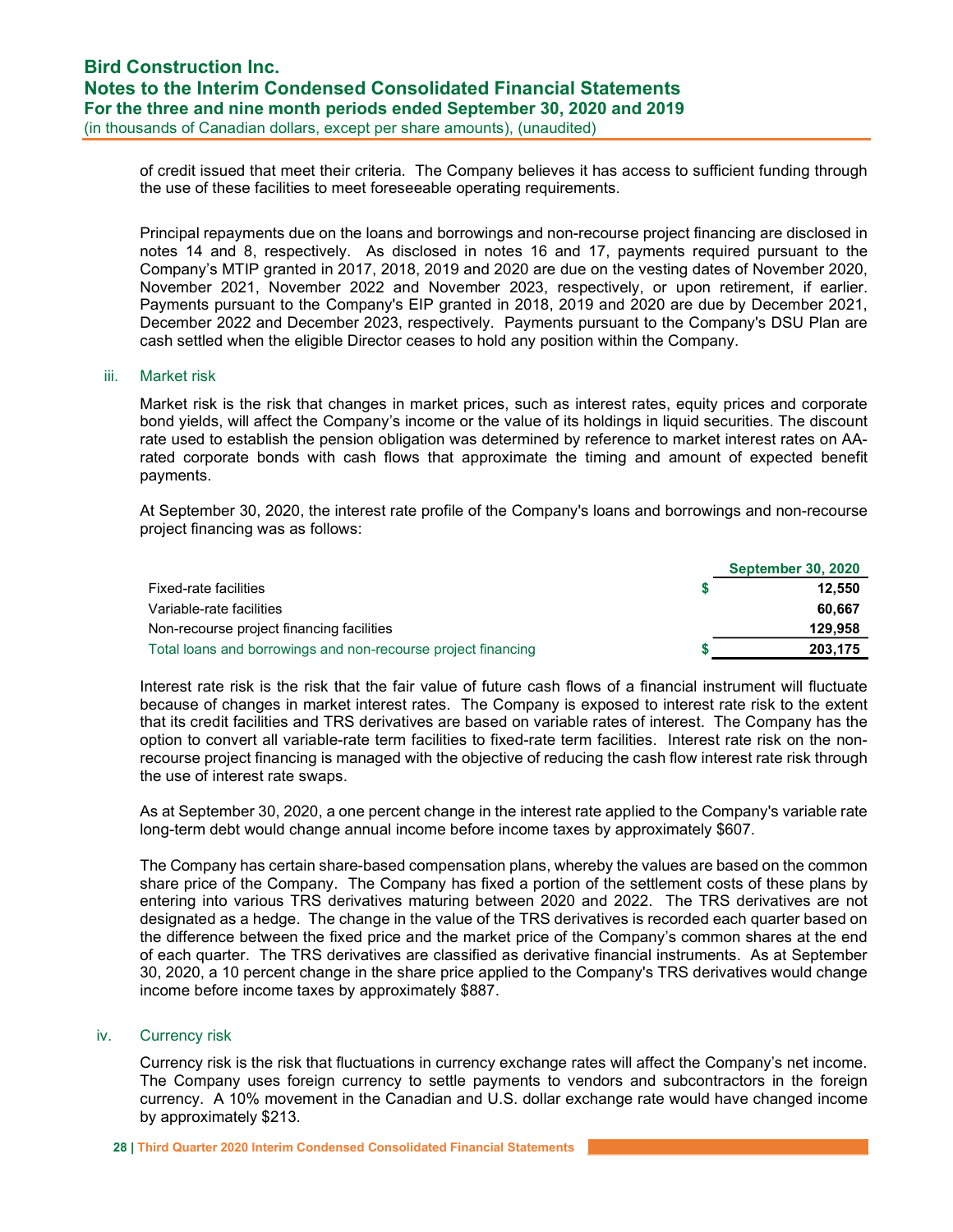of credit issued that meet their criteria. The Company believes it has access to sufficient funding through the use of these facilities to meet foreseeable operating requirements.

Principal repayments due on the loans and borrowings and non-recourse project financing are disclosed in notes 14 and 8, respectively. As disclosed in notes 16 and 17, payments required pursuant to the Company's MTIP granted in 2017, 2018, 2019 and 2020 are due on the vesting dates of November 2020, November 2021, November 2022 and November 2023, respectively, or upon retirement, if earlier. Payments pursuant to the Company's EIP granted in 2018, 2019 and 2020 are due by December 2021, December 2022 and December 2023, respectively. Payments pursuant to the Company's DSU Plan are cash settled when the eligible Director ceases to hold any position within the Company.

iii. Market risk

Market risk is the risk that changes in market prices, such as interest rates, equity prices and corporate bond yields, will affect the Company's income or the value of its holdings in liquid securities. The discount rate used to establish the pension obligation was determined by reference to market interest rates on AA-rated corporate bonds with cash flows that approximate the timing and amount of expected benefit payments.

At September 30, 2020, the interest rate profile of the Company's loans and borrowings and non-recourse project financing was as follows:

| | September 30, 2020 |
|---|---|
| Fixed-rate facilities | $ 12,550 |
| Variable-rate facilities | 60,667 |
| Non-recourse project financing facilities | 129,958 |
| Total loans and borrowings and non-recourse project financing | $ 203,175 |

Interest rate risk is the risk that the fair value of future cash flows of a financial instrument will fluctuate because of changes in market interest rates. The Company is exposed to interest rate risk to the extent that its credit facilities and TRS derivatives are based on variable rates of interest. The Company has the option to convert all variable-rate term facilities to fixed-rate term facilities. Interest rate risk on the non-recourse project financing is managed with the objective of reducing the cash flow interest rate risk through the use of interest rate swaps.

As at September 30, 2020, a one percent change in the interest rate applied to the Company's variable rate long-term debt would change annual income before income taxes by approximately $607.

The Company has certain share-based compensation plans, whereby the values are based on the common share price of the Company. The Company has fixed a portion of the settlement costs of these plans by entering into various TRS derivatives maturing between 2020 and 2022. The TRS derivatives are not designated as a hedge. The change in the value of the TRS derivatives is recorded each quarter based on the difference between the fixed price and the market price of the Company's common shares at the end of each quarter. The TRS derivatives are classified as derivative financial instruments. As at September 30, 2020, a 10 percent change in the share price applied to the Company's TRS derivatives would change income before income taxes by approximately $887.

iv. Currency risk

Currency risk is the risk that fluctuations in currency exchange rates will affect the Company's net income. The Company uses foreign currency to settle payments to vendors and subcontractors in the foreign currency. A 10% movement in the Canadian and U.S. dollar exchange rate would have changed income by approximately $213.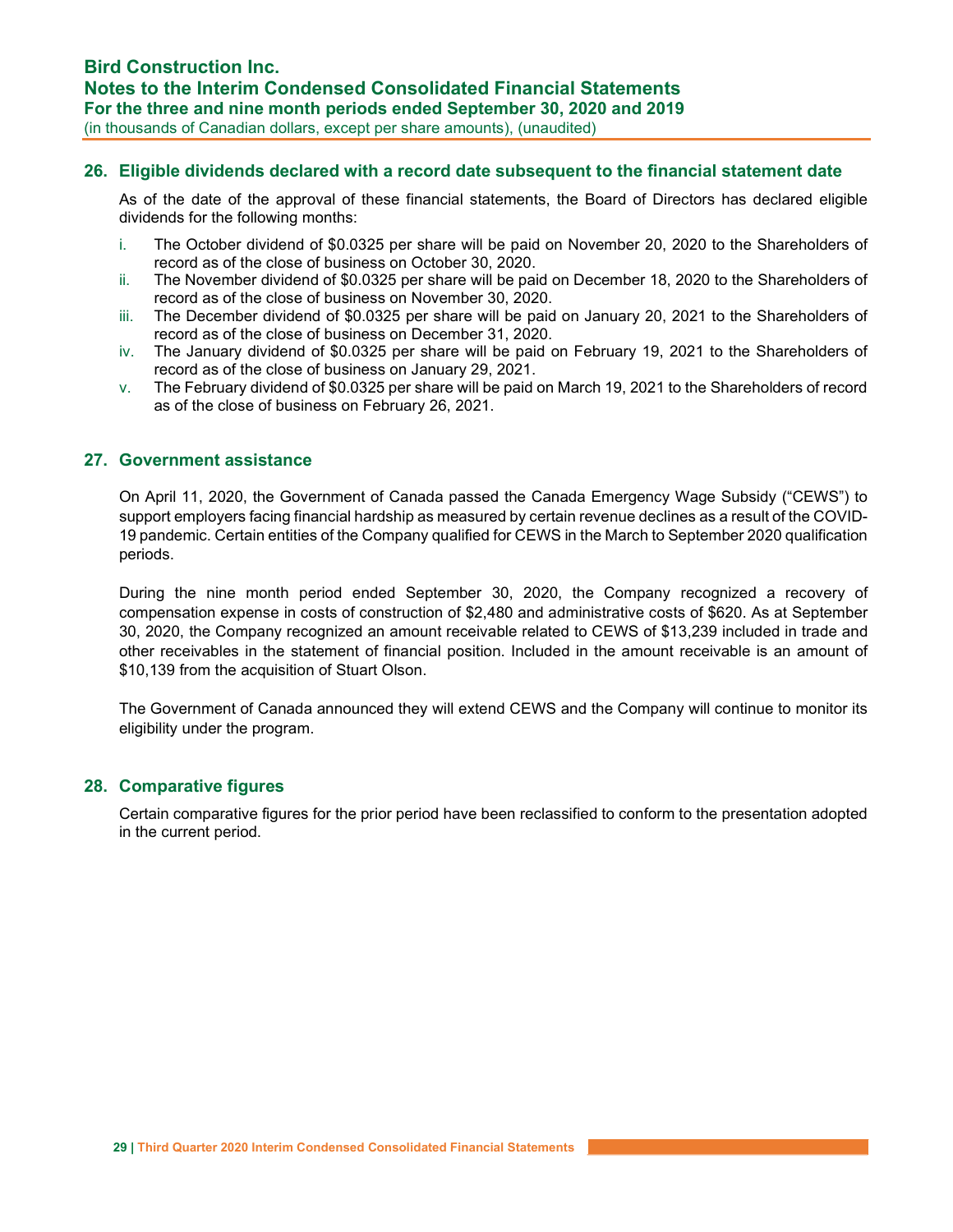## 26. Eligible dividends declared with a record date subsequent to the financial statement date

As of the date of the approval of these financial statements, the Board of Directors has declared eligible dividends for the following months:

i. The October dividend of $0.0325 per share will be paid on November 20, 2020 to the Shareholders of record as of the close of business on October 30, 2020.
ii. The November dividend of $0.0325 per share will be paid on December 18, 2020 to the Shareholders of record as of the close of business on November 30, 2020.
iii. The December dividend of $0.0325 per share will be paid on January 20, 2021 to the Shareholders of record as of the close of business on December 31, 2020.
iv. The January dividend of $0.0325 per share will be paid on February 19, 2021 to the Shareholders of record as of the close of business on January 29, 2021.
v. The February dividend of $0.0325 per share will be paid on March 19, 2021 to the Shareholders of record as of the close of business on February 26, 2021.

## 27. Government assistance

On April 11, 2020, the Government of Canada passed the Canada Emergency Wage Subsidy ("CEWS") to support employers facing financial hardship as measured by certain revenue declines as a result of the COVID-19 pandemic. Certain entities of the Company qualified for CEWS in the March to September 2020 qualification periods.

During the nine month period ended September 30, 2020, the Company recognized a recovery of compensation expense in costs of construction of $2,480 and administrative costs of $620. As at September 30, 2020, the Company recognized an amount receivable related to CEWS of $13,239 included in trade and other receivables in the statement of financial position. Included in the amount receivable is an amount of $10,139 from the acquisition of Stuart Olson.

The Government of Canada announced they will extend CEWS and the Company will continue to monitor its eligibility under the program.

## 28. Comparative figures

Certain comparative figures for the prior period have been reclassified to conform to the presentation adopted in the current period.